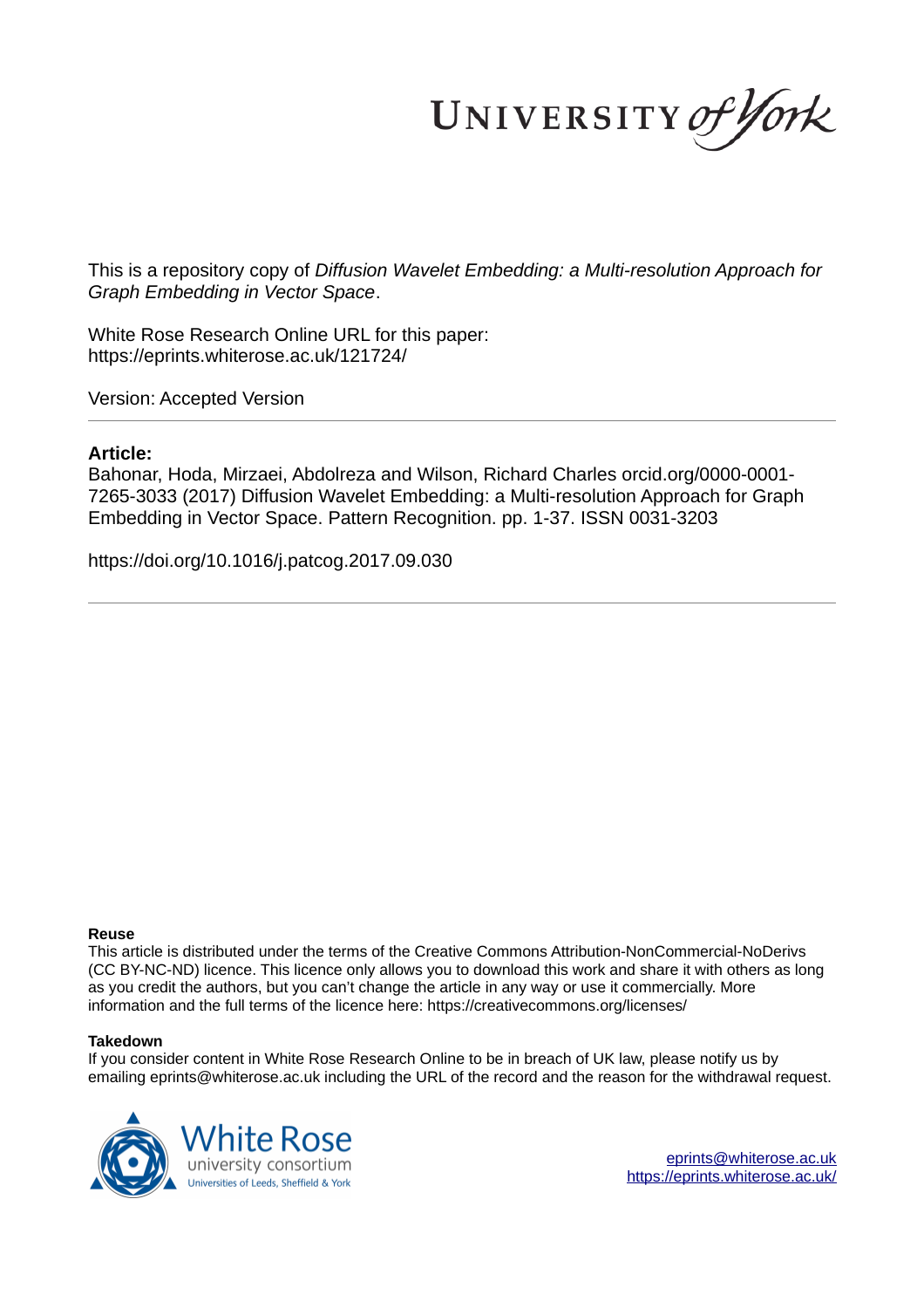This is a repository copy of *Diffusion Wavelet Embedding: a Multi-resolution Approach for Graph Embedding in Vector Space*.

White Rose Research Online URL for this paper:
https://eprints.whiterose.ac.uk/121724/

Version: Accepted Version

**Article:**

Bahonar, Hoda, Mirzaei, Abdolreza and Wilson, Richard Charles orcid.org/0000-0001-7265-3033 (2017) Diffusion Wavelet Embedding: a Multi-resolution Approach for Graph Embedding in Vector Space. Pattern Recognition. pp. 1-37. ISSN 0031-3203

https://doi.org/10.1016/j.patcog.2017.09.030

**Reuse**

This article is distributed under the terms of the Creative Commons Attribution-NonCommercial-NoDerivs (CC BY-NC-ND) licence. This licence only allows you to download this work and share it with others as long as you credit the authors, but you can't change the article in any way or use it commercially. More information and the full terms of the licence here: https://creativecommons.org/licenses/

**Takedown**

If you consider content in White Rose Research Online to be in breach of UK law, please notify us by emailing eprints@whiterose.ac.uk including the URL of the record and the reason for the withdrawal request.

eprints@whiterose.ac.uk
https://eprints.whiterose.ac.uk/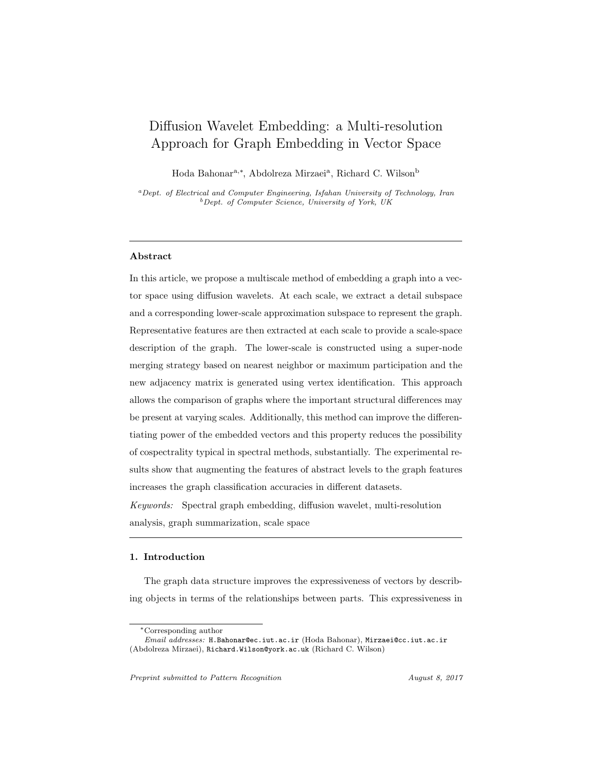# Diffusion Wavelet Embedding: a Multi-resolution Approach for Graph Embedding in Vector Space

Hoda Bahonar[a,*], Abdolreza Mirzaei[a], Richard C. Wilson[b]

[a] *Dept. of Electrical and Computer Engineering, Isfahan University of Technology, Iran*
[b] *Dept. of Computer Science, University of York, UK*

---

### Abstract

In this article, we propose a multiscale method of embedding a graph into a vector space using diffusion wavelets. At each scale, we extract a detail subspace and a corresponding lower-scale approximation subspace to represent the graph. Representative features are then extracted at each scale to provide a scale-space description of the graph. The lower-scale is constructed using a super-node merging strategy based on nearest neighbor or maximum participation and the new adjacency matrix is generated using vertex identification. This approach allows the comparison of graphs where the important structural differences may be present at varying scales. Additionally, this method can improve the differentiating power of the embedded vectors and this property reduces the possibility of cospectrality typical in spectral methods, substantially. The experimental results show that augmenting the features of abstract levels to the graph features increases the graph classification accuracies in different datasets.

*Keywords:* Spectral graph embedding, diffusion wavelet, multi-resolution analysis, graph summarization, scale space

---

### 1. Introduction

The graph data structure improves the expressiveness of vectors by describing objects in terms of the relationships between parts. This expressiveness in

---

*Corresponding author

*Email addresses:* H.Bahonar@ec.iut.ac.ir (Hoda Bahonar), Mirzaei@cc.iut.ac.ir (Abdolreza Mirzaei), Richard.Wilson@york.ac.uk (Richard C. Wilson)

*Preprint submitted to Pattern Recognition* *August 8, 2017*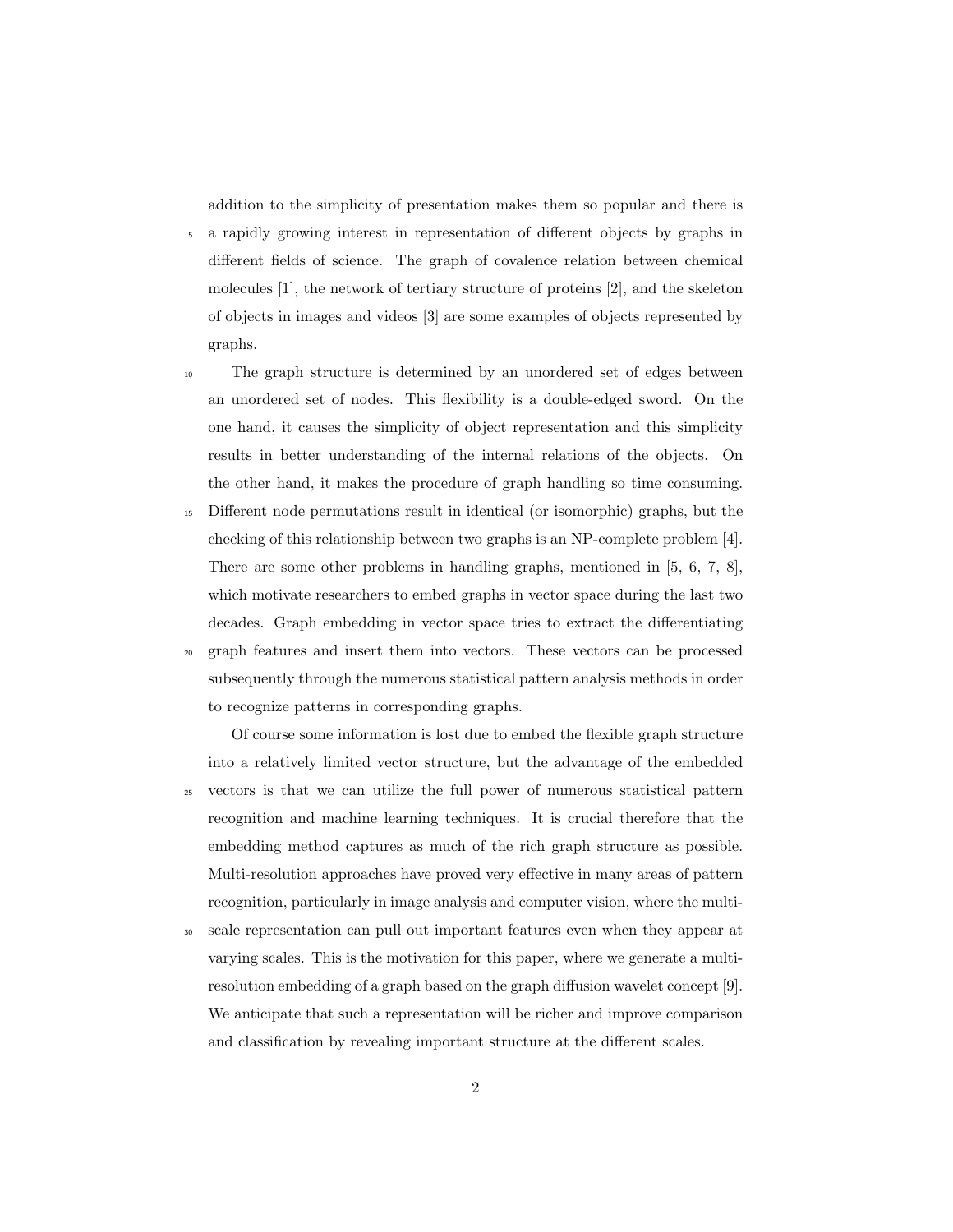addition to the simplicity of presentation makes them so popular and there is a rapidly growing interest in representation of different objects by graphs in different fields of science. The graph of covalence relation between chemical molecules [1], the network of tertiary structure of proteins [2], and the skeleton of objects in images and videos [3] are some examples of objects represented by graphs.

The graph structure is determined by an unordered set of edges between an unordered set of nodes. This flexibility is a double-edged sword. On the one hand, it causes the simplicity of object representation and this simplicity results in better understanding of the internal relations of the objects. On the other hand, it makes the procedure of graph handling so time consuming. Different node permutations result in identical (or isomorphic) graphs, but the checking of this relationship between two graphs is an NP-complete problem [4]. There are some other problems in handling graphs, mentioned in [5, 6, 7, 8], which motivate researchers to embed graphs in vector space during the last two decades. Graph embedding in vector space tries to extract the differentiating graph features and insert them into vectors. These vectors can be processed subsequently through the numerous statistical pattern analysis methods in order to recognize patterns in corresponding graphs.

Of course some information is lost due to embed the flexible graph structure into a relatively limited vector structure, but the advantage of the embedded vectors is that we can utilize the full power of numerous statistical pattern recognition and machine learning techniques. It is crucial therefore that the embedding method captures as much of the rich graph structure as possible. Multi-resolution approaches have proved very effective in many areas of pattern recognition, particularly in image analysis and computer vision, where the multi-scale representation can pull out important features even when they appear at varying scales. This is the motivation for this paper, where we generate a multi-resolution embedding of a graph based on the graph diffusion wavelet concept [9]. We anticipate that such a representation will be richer and improve comparison and classification by revealing important structure at the different scales.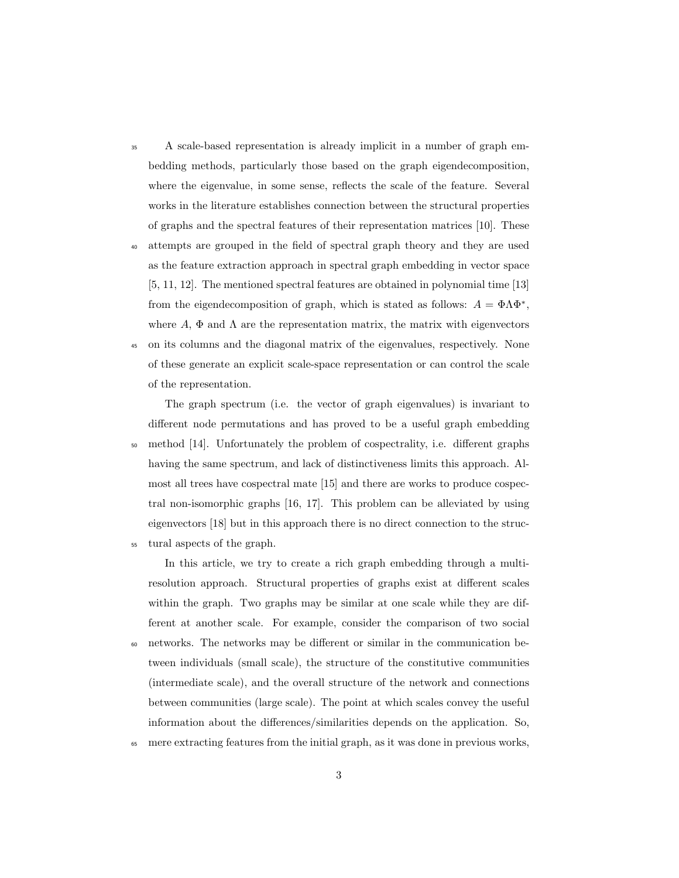A scale-based representation is already implicit in a number of graph embedding methods, particularly those based on the graph eigendecomposition, where the eigenvalue, in some sense, reflects the scale of the feature. Several works in the literature establishes connection between the structural properties of graphs and the spectral features of their representation matrices [10]. These attempts are grouped in the field of spectral graph theory and they are used as the feature extraction approach in spectral graph embedding in vector space [5, 11, 12]. The mentioned spectral features are obtained in polynomial time [13] from the eigendecomposition of graph, which is stated as follows: $A = \Phi\Lambda\Phi^*$, where $A$, $\Phi$ and $\Lambda$ are the representation matrix, the matrix with eigenvectors on its columns and the diagonal matrix of the eigenvalues, respectively. None of these generate an explicit scale-space representation or can control the scale of the representation.

The graph spectrum (i.e. the vector of graph eigenvalues) is invariant to different node permutations and has proved to be a useful graph embedding method [14]. Unfortunately the problem of cospectrality, i.e. different graphs having the same spectrum, and lack of distinctiveness limits this approach. Almost all trees have cospectral mate [15] and there are works to produce cospectral non-isomorphic graphs [16, 17]. This problem can be alleviated by using eigenvectors [18] but in this approach there is no direct connection to the structural aspects of the graph.

In this article, we try to create a rich graph embedding through a multi-resolution approach. Structural properties of graphs exist at different scales within the graph. Two graphs may be similar at one scale while they are different at another scale. For example, consider the comparison of two social networks. The networks may be different or similar in the communication between individuals (small scale), the structure of the constitutive communities (intermediate scale), and the overall structure of the network and connections between communities (large scale). The point at which scales convey the useful information about the differences/similarities depends on the application. So, mere extracting features from the initial graph, as it was done in previous works,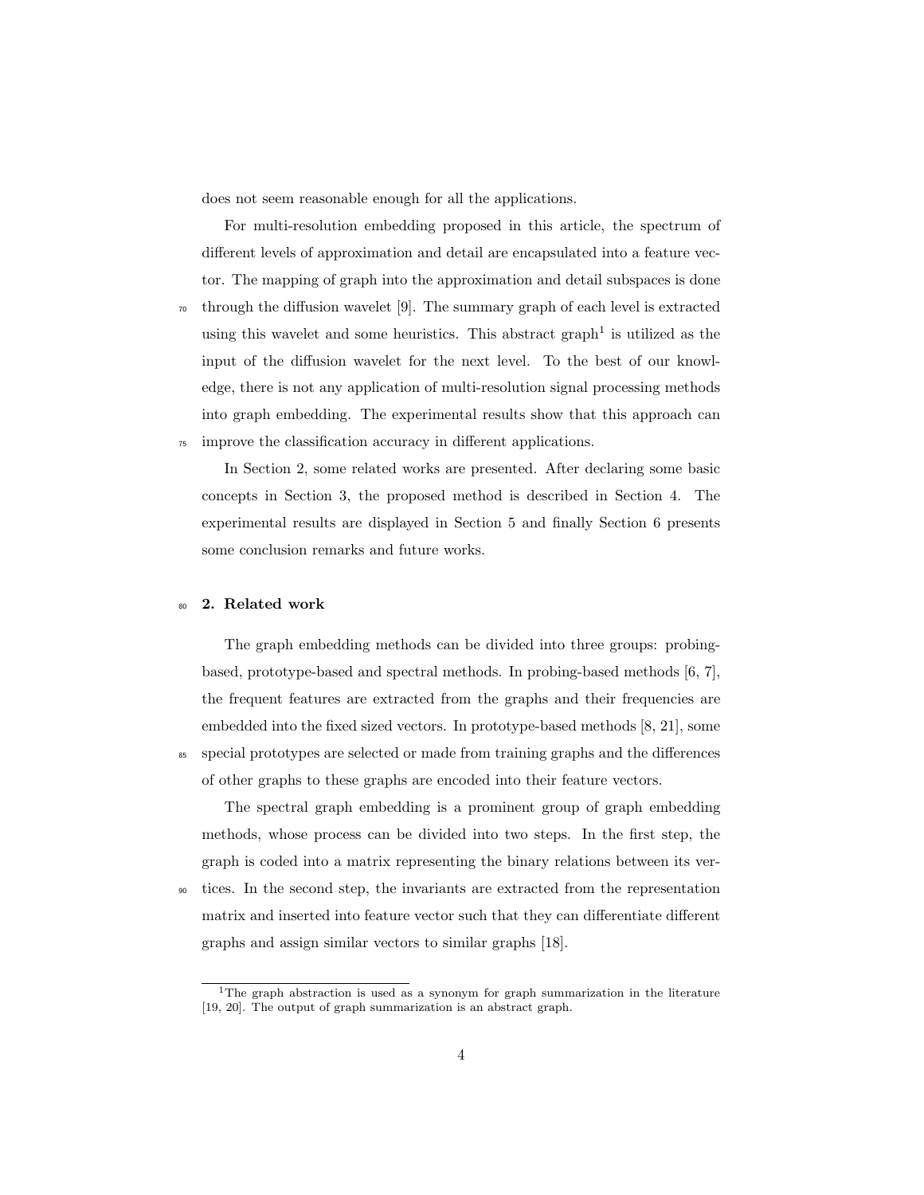does not seem reasonable enough for all the applications.

For multi-resolution embedding proposed in this article, the spectrum of different levels of approximation and detail are encapsulated into a feature vector. The mapping of graph into the approximation and detail subspaces is done through the diffusion wavelet [9]. The summary graph of each level is extracted using this wavelet and some heuristics. This abstract graph[1] is utilized as the input of the diffusion wavelet for the next level. To the best of our knowledge, there is not any application of multi-resolution signal processing methods into graph embedding. The experimental results show that this approach can improve the classification accuracy in different applications.

In Section 2, some related works are presented. After declaring some basic concepts in Section 3, the proposed method is described in Section 4. The experimental results are displayed in Section 5 and finally Section 6 presents some conclusion remarks and future works.

## 2. Related work

The graph embedding methods can be divided into three groups: probing-based, prototype-based and spectral methods. In probing-based methods [6, 7], the frequent features are extracted from the graphs and their frequencies are embedded into the fixed sized vectors. In prototype-based methods [8, 21], some special prototypes are selected or made from training graphs and the differences of other graphs to these graphs are encoded into their feature vectors.

The spectral graph embedding is a prominent group of graph embedding methods, whose process can be divided into two steps. In the first step, the graph is coded into a matrix representing the binary relations between its vertices. In the second step, the invariants are extracted from the representation matrix and inserted into feature vector such that they can differentiate different graphs and assign similar vectors to similar graphs [18].

[1] The graph abstraction is used as a synonym for graph summarization in the literature [19, 20]. The output of graph summarization is an abstract graph.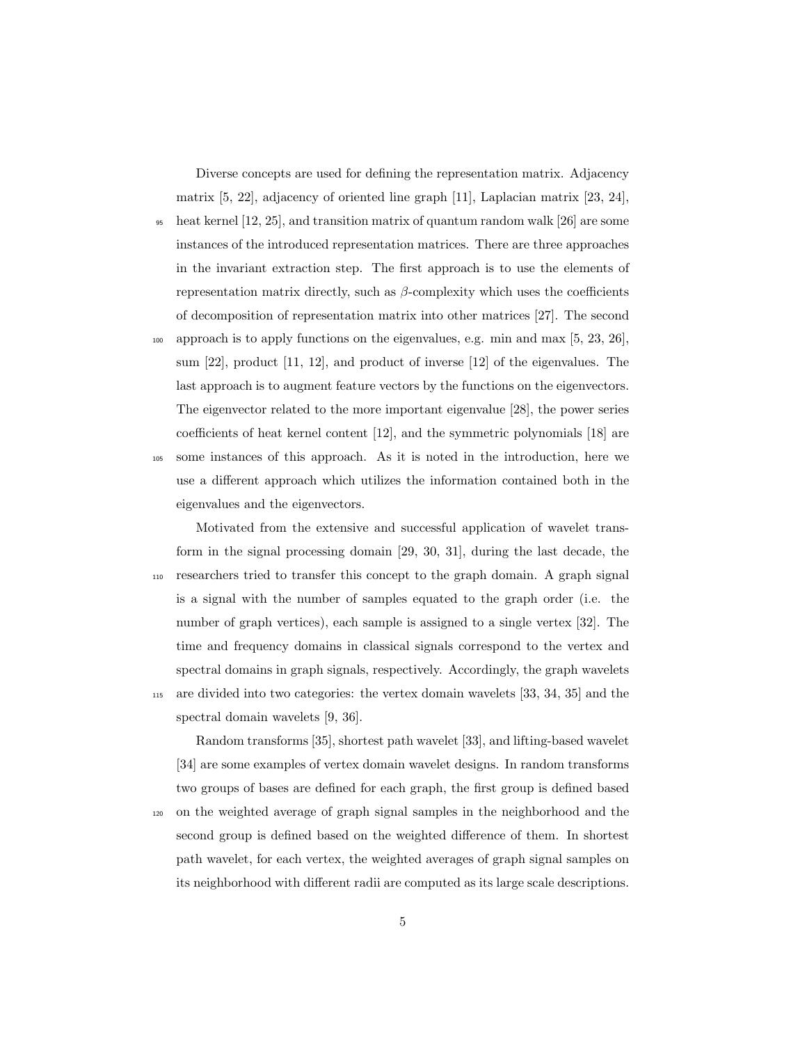Diverse concepts are used for defining the representation matrix. Adjacency matrix [5, 22], adjacency of oriented line graph [11], Laplacian matrix [23, 24], heat kernel [12, 25], and transition matrix of quantum random walk [26] are some instances of the introduced representation matrices. There are three approaches in the invariant extraction step. The first approach is to use the elements of representation matrix directly, such as $\beta$-complexity which uses the coefficients of decomposition of representation matrix into other matrices [27]. The second approach is to apply functions on the eigenvalues, e.g. min and max [5, 23, 26], sum [22], product [11, 12], and product of inverse [12] of the eigenvalues. The last approach is to augment feature vectors by the functions on the eigenvectors. The eigenvector related to the more important eigenvalue [28], the power series coefficients of heat kernel content [12], and the symmetric polynomials [18] are some instances of this approach. As it is noted in the introduction, here we use a different approach which utilizes the information contained both in the eigenvalues and the eigenvectors.

Motivated from the extensive and successful application of wavelet transform in the signal processing domain [29, 30, 31], during the last decade, the researchers tried to transfer this concept to the graph domain. A graph signal is a signal with the number of samples equated to the graph order (i.e. the number of graph vertices), each sample is assigned to a single vertex [32]. The time and frequency domains in classical signals correspond to the vertex and spectral domains in graph signals, respectively. Accordingly, the graph wavelets are divided into two categories: the vertex domain wavelets [33, 34, 35] and the spectral domain wavelets [9, 36].

Random transforms [35], shortest path wavelet [33], and lifting-based wavelet [34] are some examples of vertex domain wavelet designs. In random transforms two groups of bases are defined for each graph, the first group is defined based on the weighted average of graph signal samples in the neighborhood and the second group is defined based on the weighted difference of them. In shortest path wavelet, for each vertex, the weighted averages of graph signal samples on its neighborhood with different radii are computed as its large scale descriptions.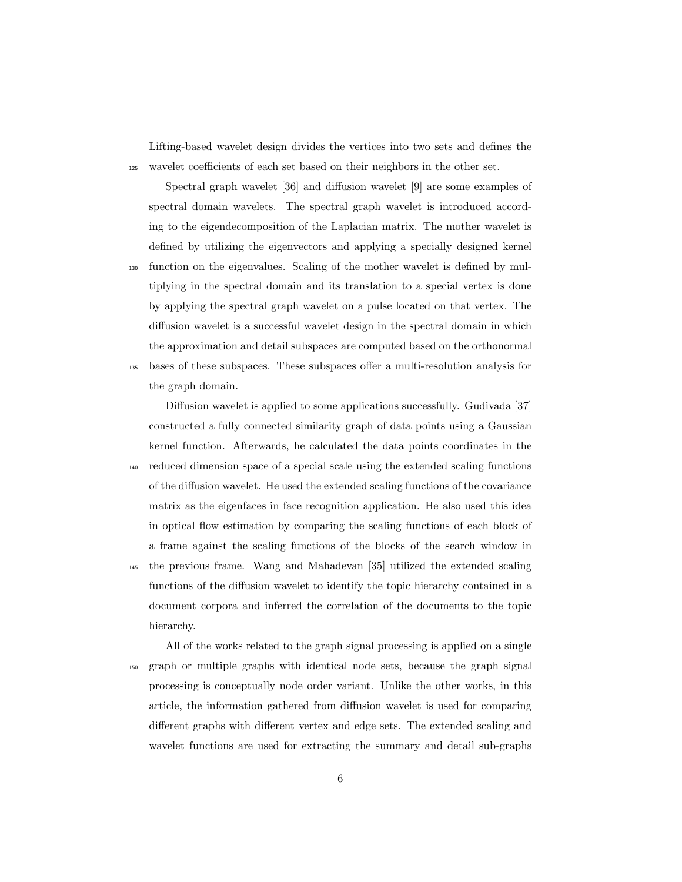Lifting-based wavelet design divides the vertices into two sets and defines the wavelet coefficients of each set based on their neighbors in the other set.

Spectral graph wavelet [36] and diffusion wavelet [9] are some examples of spectral domain wavelets. The spectral graph wavelet is introduced according to the eigendecomposition of the Laplacian matrix. The mother wavelet is defined by utilizing the eigenvectors and applying a specially designed kernel function on the eigenvalues. Scaling of the mother wavelet is defined by multiplying in the spectral domain and its translation to a special vertex is done by applying the spectral graph wavelet on a pulse located on that vertex. The diffusion wavelet is a successful wavelet design in the spectral domain in which the approximation and detail subspaces are computed based on the orthonormal bases of these subspaces. These subspaces offer a multi-resolution analysis for the graph domain.

Diffusion wavelet is applied to some applications successfully. Gudivada [37] constructed a fully connected similarity graph of data points using a Gaussian kernel function. Afterwards, he calculated the data points coordinates in the reduced dimension space of a special scale using the extended scaling functions of the diffusion wavelet. He used the extended scaling functions of the covariance matrix as the eigenfaces in face recognition application. He also used this idea in optical flow estimation by comparing the scaling functions of each block of a frame against the scaling functions of the blocks of the search window in the previous frame. Wang and Mahadevan [35] utilized the extended scaling functions of the diffusion wavelet to identify the topic hierarchy contained in a document corpora and inferred the correlation of the documents to the topic hierarchy.

All of the works related to the graph signal processing is applied on a single graph or multiple graphs with identical node sets, because the graph signal processing is conceptually node order variant. Unlike the other works, in this article, the information gathered from diffusion wavelet is used for comparing different graphs with different vertex and edge sets. The extended scaling and wavelet functions are used for extracting the summary and detail sub-graphs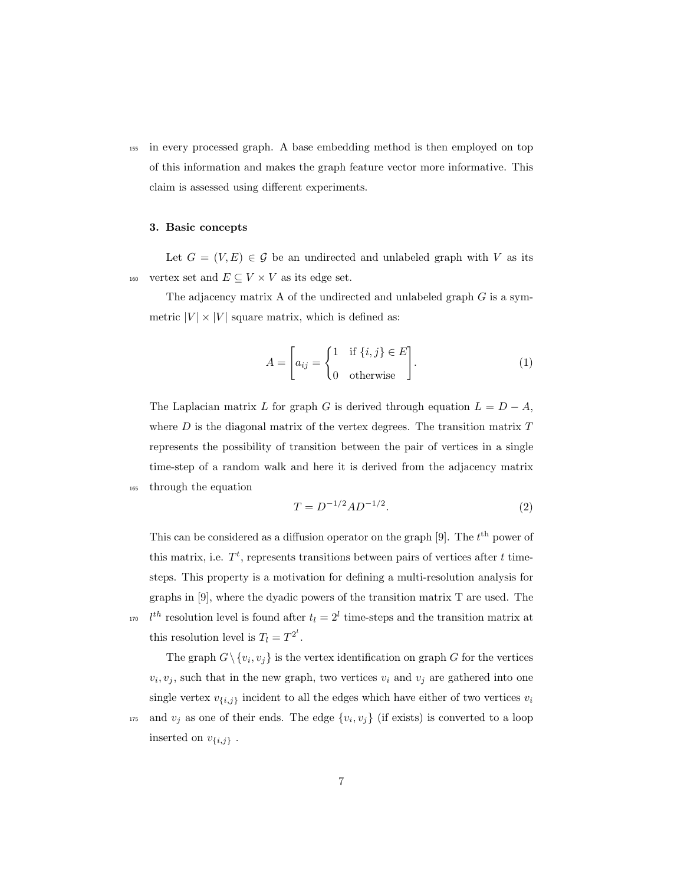in every processed graph. A base embedding method is then employed on top of this information and makes the graph feature vector more informative. This claim is assessed using different experiments.

## 3. Basic concepts

Let $G = (V, E) \in \mathcal{G}$ be an undirected and unlabeled graph with $V$ as its vertex set and $E \subseteq V \times V$ as its edge set.

The adjacency matrix A of the undirected and unlabeled graph $G$ is a symmetric $|V| \times |V|$ square matrix, which is defined as:

$$A = \left[ a_{ij} = \begin{cases} 1 & \text{if } \{i,j\} \in E \\ 0 & \text{otherwise} \end{cases} \right]. \tag{1}$$

The Laplacian matrix $L$ for graph $G$ is derived through equation $L = D - A$, where $D$ is the diagonal matrix of the vertex degrees. The transition matrix $T$ represents the possibility of transition between the pair of vertices in a single time-step of a random walk and here it is derived from the adjacency matrix through the equation

$$T = D^{-1/2} A D^{-1/2}. \tag{2}$$

This can be considered as a diffusion operator on the graph [9]. The $t^{\text{th}}$ power of this matrix, i.e. $T^t$, represents transitions between pairs of vertices after $t$ time-steps. This property is a motivation for defining a multi-resolution analysis for graphs in [9], where the dyadic powers of the transition matrix T are used. The $l^{th}$ resolution level is found after $t_l = 2^l$ time-steps and the transition matrix at this resolution level is $T_l = T^{2^l}$.

The graph $G \setminus \{v_i, v_j\}$ is the vertex identification on graph $G$ for the vertices $v_i, v_j$, such that in the new graph, two vertices $v_i$ and $v_j$ are gathered into one single vertex $v_{\{i,j\}}$ incident to all the edges which have either of two vertices $v_i$ and $v_j$ as one of their ends. The edge $\{v_i, v_j\}$ (if exists) is converted to a loop inserted on $v_{\{i,j\}}$ .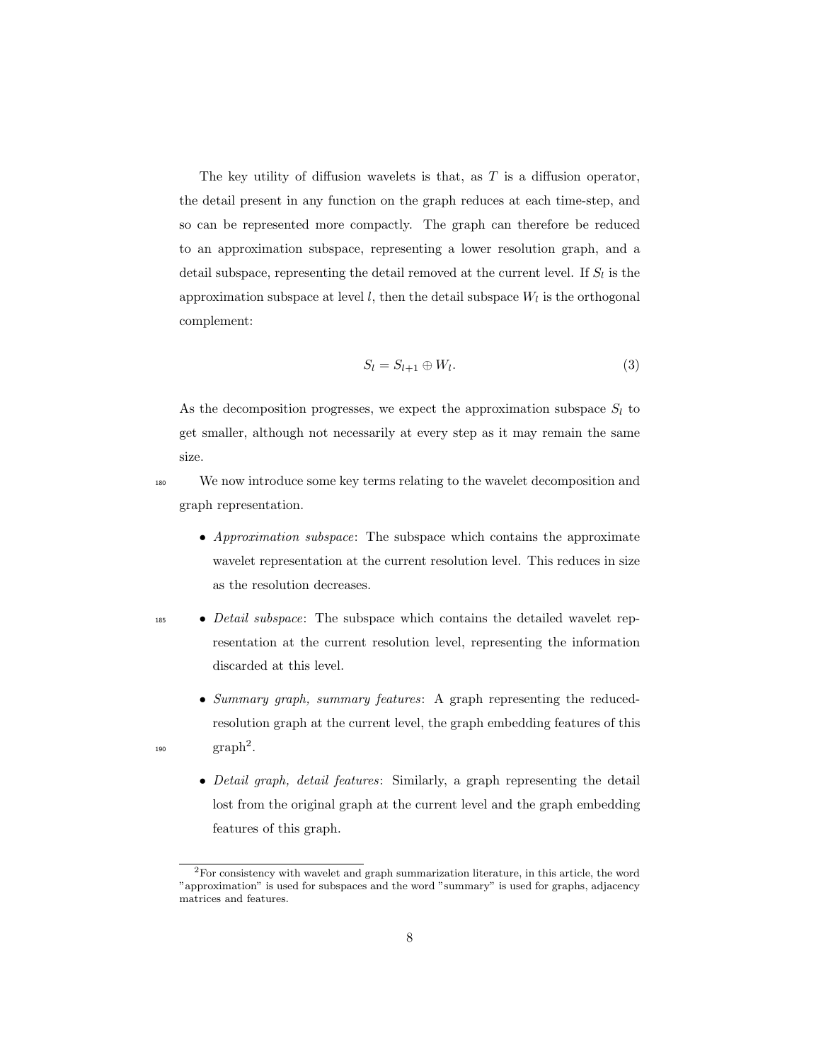The key utility of diffusion wavelets is that, as $T$ is a diffusion operator, the detail present in any function on the graph reduces at each time-step, and so can be represented more compactly. The graph can therefore be reduced to an approximation subspace, representing a lower resolution graph, and a detail subspace, representing the detail removed at the current level. If $S_l$ is the approximation subspace at level $l$, then the detail subspace $W_l$ is the orthogonal complement:

$$S_l = S_{l+1} \oplus W_l. \tag{3}$$

As the decomposition progresses, we expect the approximation subspace $S_l$ to get smaller, although not necessarily at every step as it may remain the same size.

We now introduce some key terms relating to the wavelet decomposition and graph representation.

- *Approximation subspace*: The subspace which contains the approximate wavelet representation at the current resolution level. This reduces in size as the resolution decreases.
- *Detail subspace*: The subspace which contains the detailed wavelet representation at the current resolution level, representing the information discarded at this level.
- *Summary graph, summary features*: A graph representing the reduced-resolution graph at the current level, the graph embedding features of this graph[2].
- *Detail graph, detail features*: Similarly, a graph representing the detail lost from the original graph at the current level and the graph embedding features of this graph.

[2] For consistency with wavelet and graph summarization literature, in this article, the word "approximation" is used for subspaces and the word "summary" is used for graphs, adjacency matrices and features.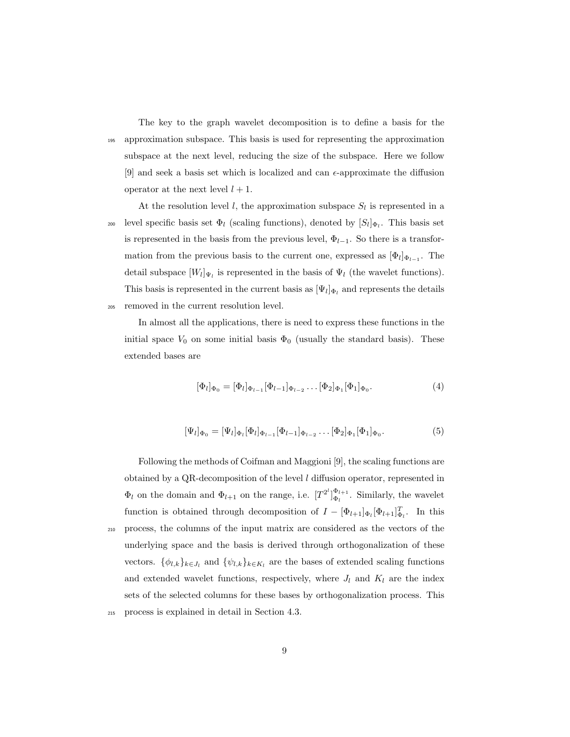The key to the graph wavelet decomposition is to define a basis for the approximation subspace. This basis is used for representing the approximation subspace at the next level, reducing the size of the subspace. Here we follow [9] and seek a basis set which is localized and can $\epsilon$-approximate the diffusion operator at the next level $l+1$.

At the resolution level $l$, the approximation subspace $S_l$ is represented in a level specific basis set $\Phi_l$ (scaling functions), denoted by $[S_l]_{\Phi_l}$. This basis set is represented in the basis from the previous level, $\Phi_{l-1}$. So there is a transformation from the previous basis to the current one, expressed as $[\Phi_l]_{\Phi_{l-1}}$. The detail subspace $[W_l]_{\Psi_l}$ is represented in the basis of $\Psi_l$ (the wavelet functions). This basis is represented in the current basis as $[\Psi_l]_{\Phi_l}$ and represents the details removed in the current resolution level.

In almost all the applications, there is need to express these functions in the initial space $V_0$ on some initial basis $\Phi_0$ (usually the standard basis). These extended bases are

$$[\Phi_l]_{\Phi_0} = [\Phi_l]_{\Phi_{l-1}}[\Phi_{l-1}]_{\Phi_{l-2}} \dots [\Phi_2]_{\Phi_1}[\Phi_1]_{\Phi_0}. \tag{4}$$

$$[\Psi_l]_{\Phi_0} = [\Psi_l]_{\Phi_l}[\Phi_l]_{\Phi_{l-1}}[\Phi_{l-1}]_{\Phi_{l-2}} \dots [\Phi_2]_{\Phi_1}[\Phi_1]_{\Phi_0}. \tag{5}$$

Following the methods of Coifman and Maggioni [9], the scaling functions are obtained by a QR-decomposition of the level $l$ diffusion operator, represented in $\Phi_l$ on the domain and $\Phi_{l+1}$ on the range, i.e. $[T^{2^l}]_{\Phi_l}^{\Phi_{l+1}}$. Similarly, the wavelet function is obtained through decomposition of $I - [\Phi_{l+1}]_{\Phi_l}[\Phi_{l+1}]_{\Phi_l}^T$. In this process, the columns of the input matrix are considered as the vectors of the underlying space and the basis is derived through orthogonalization of these vectors. $\{\phi_{l,k}\}_{k \in J_l}$ and $\{\psi_{l,k}\}_{k \in K_l}$ are the bases of extended scaling functions and extended wavelet functions, respectively, where $J_l$ and $K_l$ are the index sets of the selected columns for these bases by orthogonalization process. This process is explained in detail in Section 4.3.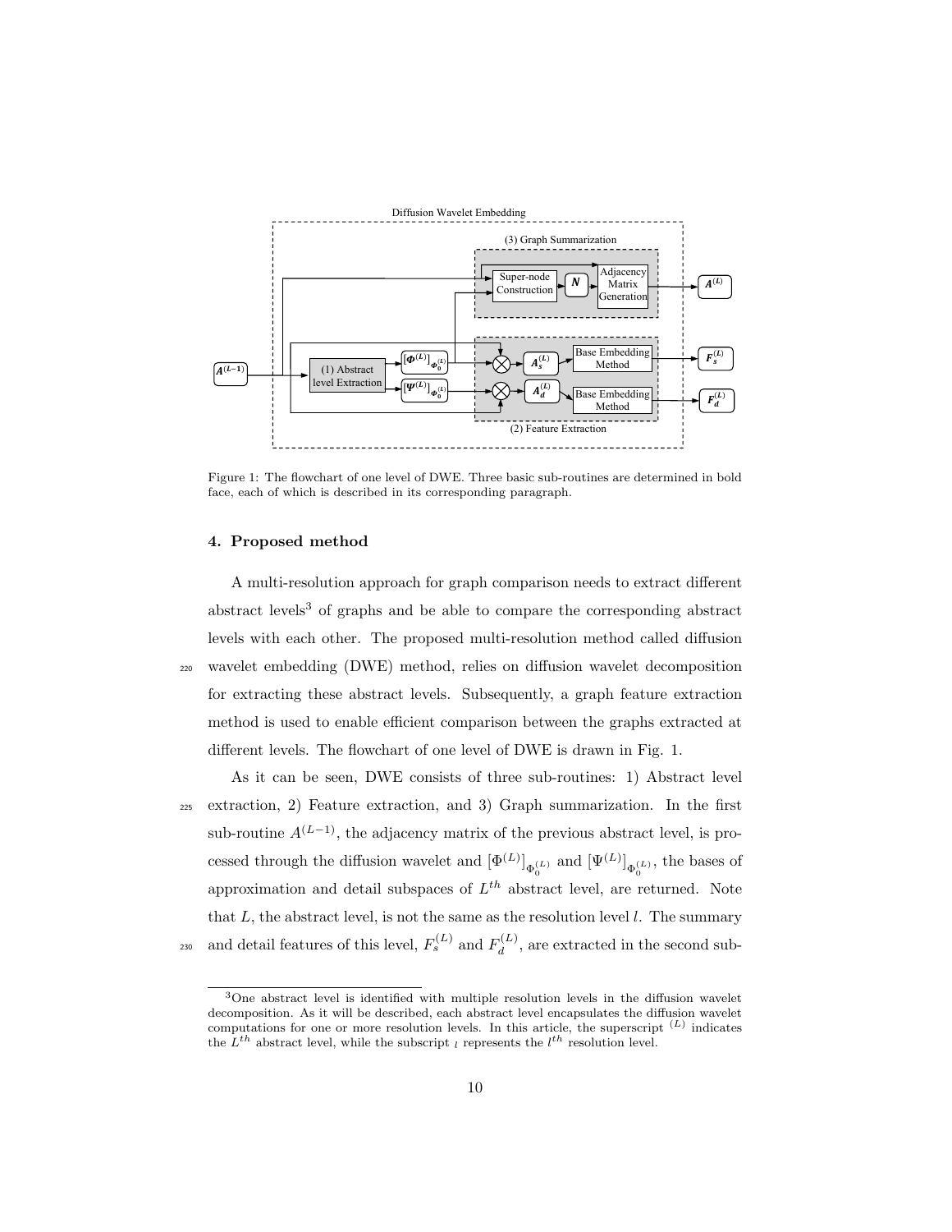Figure 1: The flowchart of one level of DWE. Three basic sub-routines are determined in bold face, each of which is described in its corresponding paragraph.

## 4. Proposed method

A multi-resolution approach for graph comparison needs to extract different abstract levels[3] of graphs and be able to compare the corresponding abstract levels with each other. The proposed multi-resolution method called diffusion wavelet embedding (DWE) method, relies on diffusion wavelet decomposition for extracting these abstract levels. Subsequently, a graph feature extraction method is used to enable efficient comparison between the graphs extracted at different levels. The flowchart of one level of DWE is drawn in Fig. 1.

As it can be seen, DWE consists of three sub-routines: 1) Abstract level extraction, 2) Feature extraction, and 3) Graph summarization. In the first sub-routine $A^{(L-1)}$, the adjacency matrix of the previous abstract level, is processed through the diffusion wavelet and $[\Phi^{(L)}]_{\Phi_0^{(L)}}$ and $[\Psi^{(L)}]_{\Phi_0^{(L)}}$, the bases of approximation and detail subspaces of $L^{th}$ abstract level, are returned. Note that $L$, the abstract level, is not the same as the resolution level $l$. The summary and detail features of this level, $F_s^{(L)}$ and $F_d^{(L)}$, are extracted in the second sub-

[3] One abstract level is identified with multiple resolution levels in the diffusion wavelet decomposition. As it will be described, each abstract level encapsulates the diffusion wavelet computations for one or more resolution levels. In this article, the superscript $^{(L)}$ indicates the $L^{th}$ abstract level, while the subscript $_l$ represents the $l^{th}$ resolution level.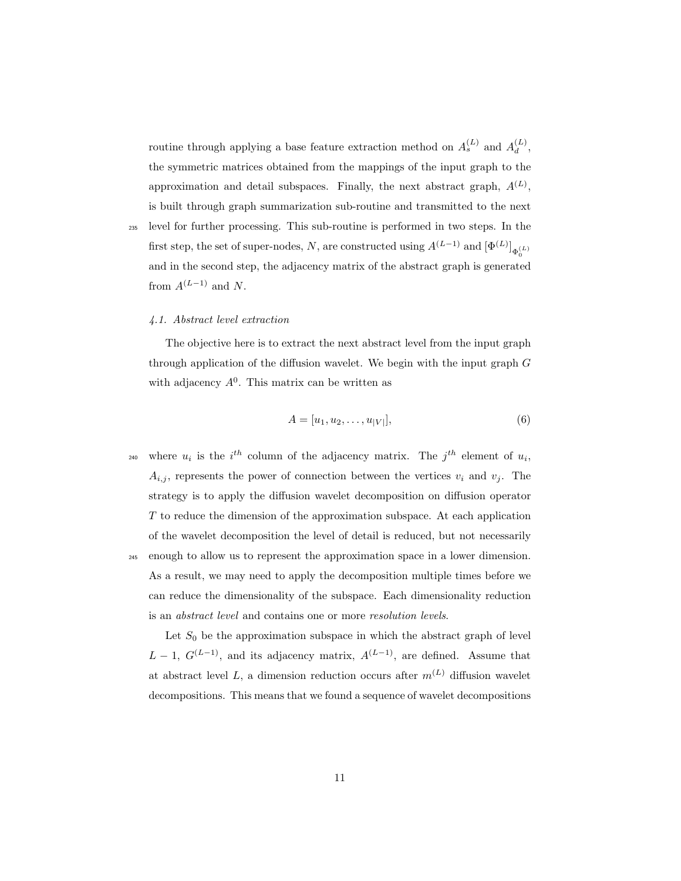routine through applying a base feature extraction method on $A_s^{(L)}$ and $A_d^{(L)}$, the symmetric matrices obtained from the mappings of the input graph to the approximation and detail subspaces. Finally, the next abstract graph, $A^{(L)}$, is built through graph summarization sub-routine and transmitted to the next level for further processing. This sub-routine is performed in two steps. In the first step, the set of super-nodes, $N$, are constructed using $A^{(L-1)}$ and $[\Phi^{(L)}]_{\Phi_0^{(L)}}$ and in the second step, the adjacency matrix of the abstract graph is generated from $A^{(L-1)}$ and $N$.

### *4.1. Abstract level extraction*

The objective here is to extract the next abstract level from the input graph through application of the diffusion wavelet. We begin with the input graph $G$ with adjacency $A^0$. This matrix can be written as

$$A = [u_1, u_2, \ldots, u_{|V|}], \tag{6}$$

where $u_i$ is the $i^{th}$ column of the adjacency matrix. The $j^{th}$ element of $u_i$, $A_{i,j}$, represents the power of connection between the vertices $v_i$ and $v_j$. The strategy is to apply the diffusion wavelet decomposition on diffusion operator $T$ to reduce the dimension of the approximation subspace. At each application of the wavelet decomposition the level of detail is reduced, but not necessarily enough to allow us to represent the approximation space in a lower dimension. As a result, we may need to apply the decomposition multiple times before we can reduce the dimensionality of the subspace. Each dimensionality reduction is an *abstract level* and contains one or more *resolution levels*.

Let $S_0$ be the approximation subspace in which the abstract graph of level $L-1$, $G^{(L-1)}$, and its adjacency matrix, $A^{(L-1)}$, are defined. Assume that at abstract level $L$, a dimension reduction occurs after $m^{(L)}$ diffusion wavelet decompositions. This means that we found a sequence of wavelet decompositions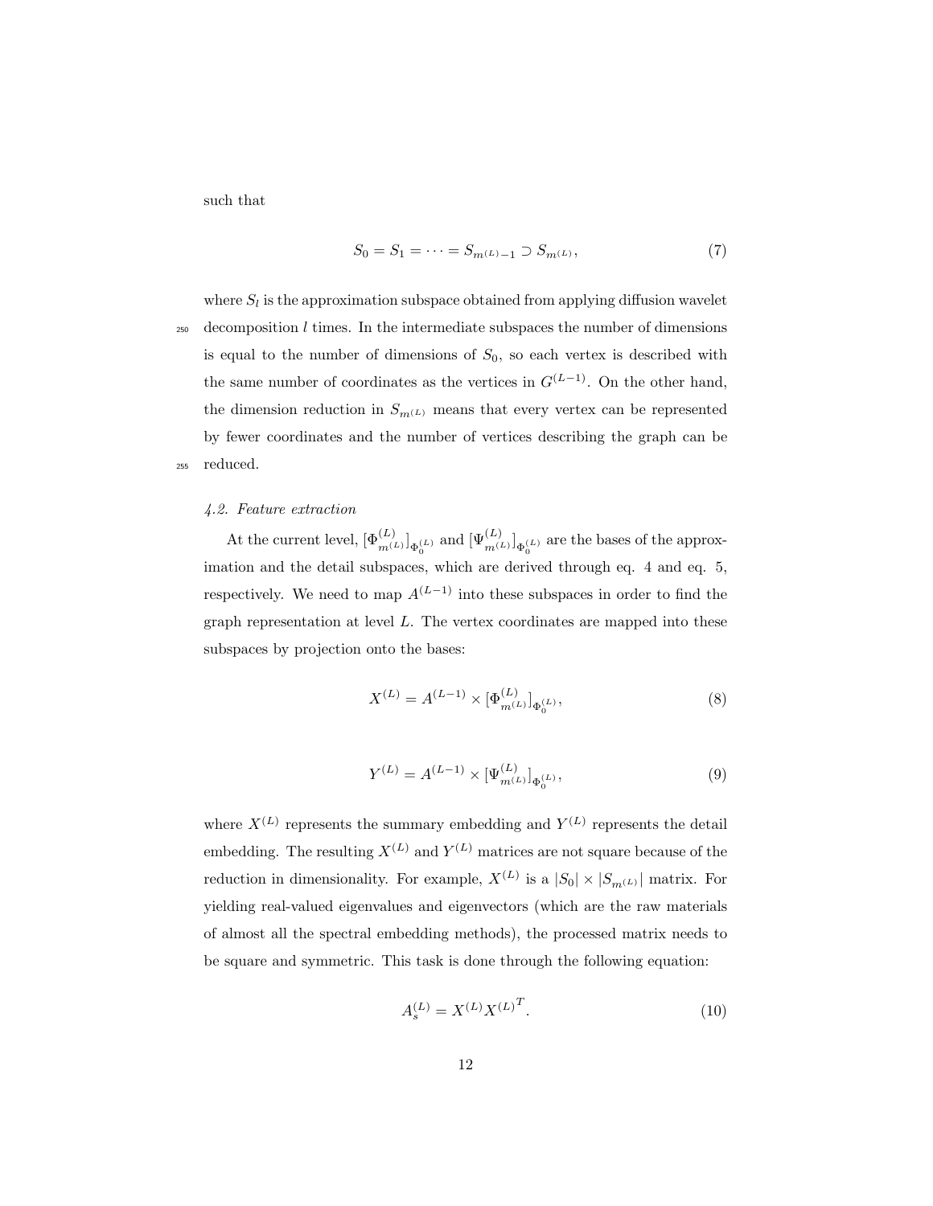such that

$$S_0 = S_1 = \cdots = S_{m^{(L)}-1} \supset S_{m^{(L)}}, \tag{7}$$

where $S_l$ is the approximation subspace obtained from applying diffusion wavelet decomposition $l$ times. In the intermediate subspaces the number of dimensions is equal to the number of dimensions of $S_0$, so each vertex is described with the same number of coordinates as the vertices in $G^{(L-1)}$. On the other hand, the dimension reduction in $S_{m^{(L)}}$ means that every vertex can be represented by fewer coordinates and the number of vertices describing the graph can be reduced.

### *4.2. Feature extraction*

At the current level, $[\Phi^{(L)}_{m^{(L)}}]_{\Phi^{(L)}_0}$ and $[\Psi^{(L)}_{m^{(L)}}]_{\Phi^{(L)}_0}$ are the bases of the approximation and the detail subspaces, which are derived through eq. 4 and eq. 5, respectively. We need to map $A^{(L-1)}$ into these subspaces in order to find the graph representation at level $L$. The vertex coordinates are mapped into these subspaces by projection onto the bases:

$$X^{(L)} = A^{(L-1)} \times [\Phi^{(L)}_{m^{(L)}}]_{\Phi^{(L)}_0}, \tag{8}$$

$$Y^{(L)} = A^{(L-1)} \times [\Psi^{(L)}_{m^{(L)}}]_{\Phi^{(L)}_0}, \tag{9}$$

where $X^{(L)}$ represents the summary embedding and $Y^{(L)}$ represents the detail embedding. The resulting $X^{(L)}$ and $Y^{(L)}$ matrices are not square because of the reduction in dimensionality. For example, $X^{(L)}$ is a $|S_0| \times |S_{m^{(L)}}|$ matrix. For yielding real-valued eigenvalues and eigenvectors (which are the raw materials of almost all the spectral embedding methods), the processed matrix needs to be square and symmetric. This task is done through the following equation:

$$A^{(L)}_s = X^{(L)} {X^{(L)}}^T. \tag{10}$$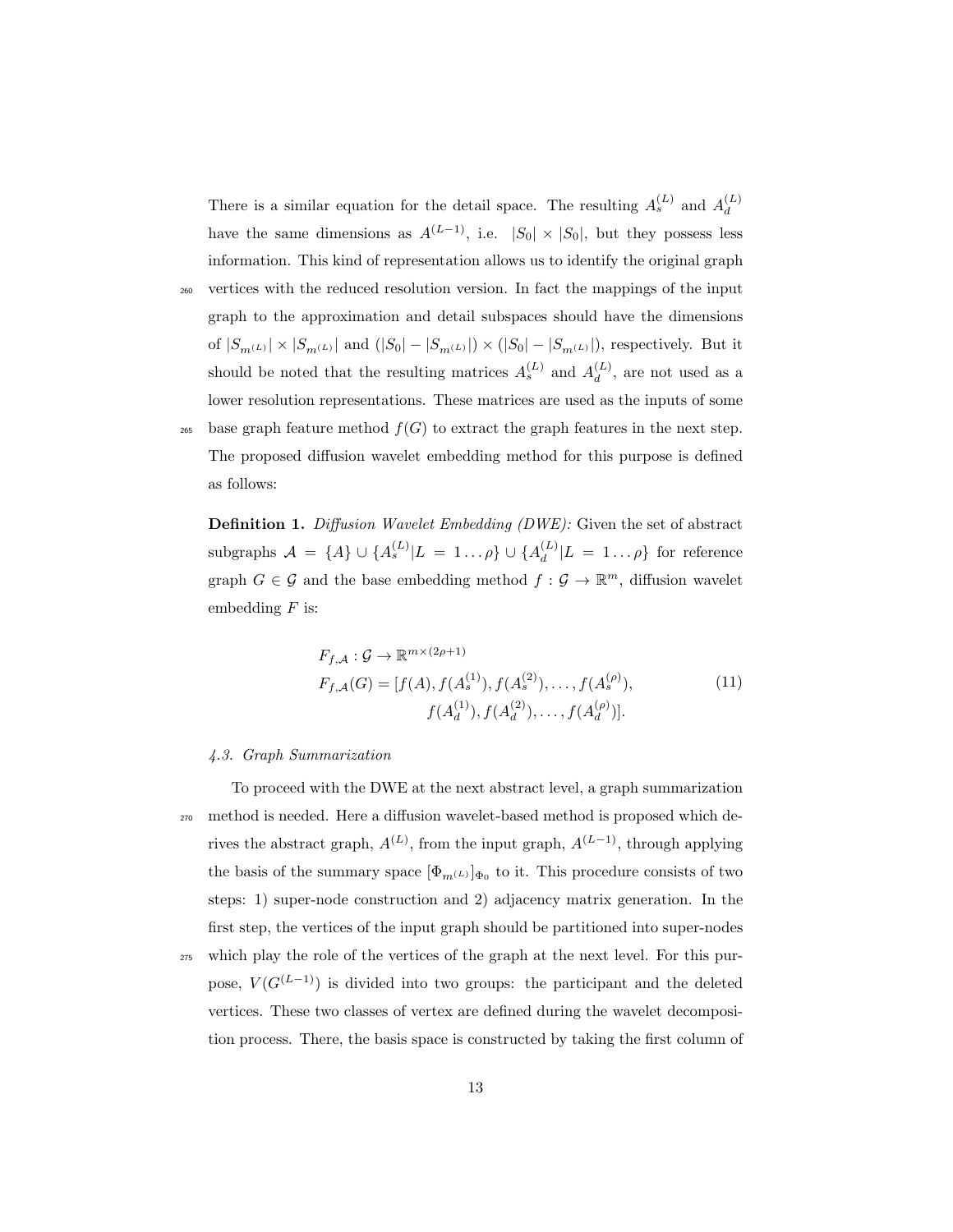There is a similar equation for the detail space. The resulting $A_s^{(L)}$ and $A_d^{(L)}$ have the same dimensions as $A^{(L-1)}$, i.e. $|S_0| \times |S_0|$, but they possess less information. This kind of representation allows us to identify the original graph vertices with the reduced resolution version. In fact the mappings of the input graph to the approximation and detail subspaces should have the dimensions of $|S_{m^{(L)}}| \times |S_{m^{(L)}}|$ and $(|S_0| - |S_{m^{(L)}}|) \times (|S_0| - |S_{m^{(L)}}|)$, respectively. But it should be noted that the resulting matrices $A_s^{(L)}$ and $A_d^{(L)}$, are not used as a lower resolution representations. These matrices are used as the inputs of some base graph feature method $f(G)$ to extract the graph features in the next step. The proposed diffusion wavelet embedding method for this purpose is defined as follows:

**Definition 1.** *Diffusion Wavelet Embedding (DWE):* Given the set of abstract subgraphs $\mathcal{A} = \{A\} \cup \{A_s^{(L)} | L = 1 \dots \rho\} \cup \{A_d^{(L)} | L = 1 \dots \rho\}$ for reference graph $G \in \mathcal{G}$ and the base embedding method $f : \mathcal{G} \to \mathbb{R}^m$, diffusion wavelet embedding $F$ is:

$$
\begin{aligned}
&F_{f,\mathcal{A}} : \mathcal{G} \to \mathbb{R}^{m \times (2\rho+1)} \\
&F_{f,\mathcal{A}}(G) = [f(A), f(A_s^{(1)}), f(A_s^{(2)}), \dots, f(A_s^{(\rho)}), \\
&\qquad\qquad f(A_d^{(1)}), f(A_d^{(2)}), \dots, f(A_d^{(\rho)})].
\end{aligned} \tag{11}
$$

### *4.3. Graph Summarization*

To proceed with the DWE at the next abstract level, a graph summarization method is needed. Here a diffusion wavelet-based method is proposed which derives the abstract graph, $A^{(L)}$, from the input graph, $A^{(L-1)}$, through applying the basis of the summary space $[\Phi_{m^{(L)}}]_{\Phi_0}$ to it. This procedure consists of two steps: 1) super-node construction and 2) adjacency matrix generation. In the first step, the vertices of the input graph should be partitioned into super-nodes which play the role of the vertices of the graph at the next level. For this purpose, $V(G^{(L-1)})$ is divided into two groups: the participant and the deleted vertices. These two classes of vertex are defined during the wavelet decomposition process. There, the basis space is constructed by taking the first column of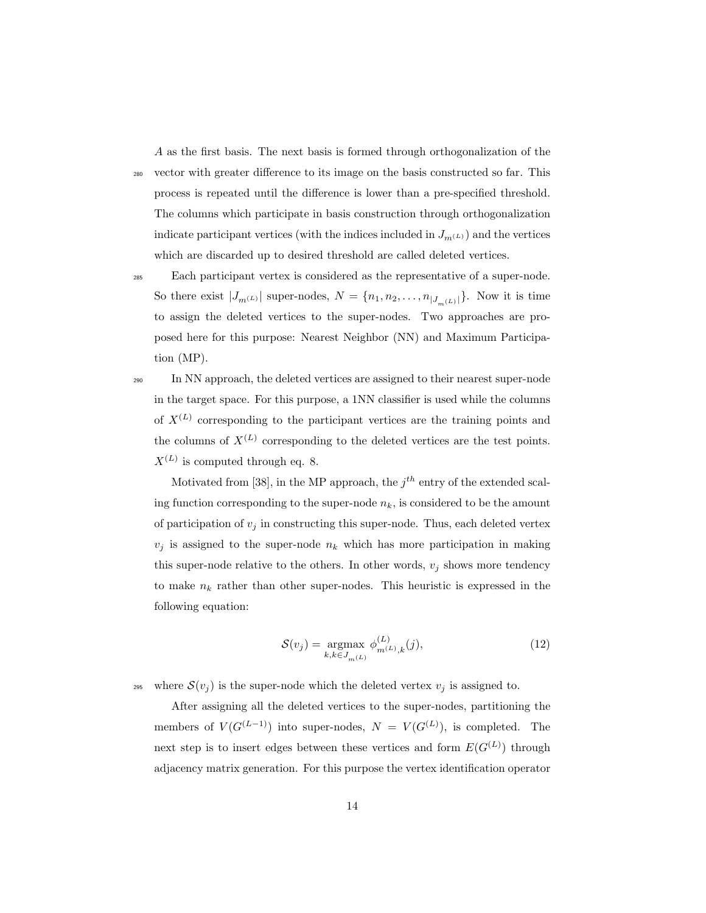$A$ as the first basis. The next basis is formed through orthogonalization of the vector with greater difference to its image on the basis constructed so far. This process is repeated until the difference is lower than a pre-specified threshold. The columns which participate in basis construction through orthogonalization indicate participant vertices (with the indices included in $J_{m^{(L)}}$) and the vertices which are discarded up to desired threshold are called deleted vertices.

Each participant vertex is considered as the representative of a super-node. So there exist $|J_{m^{(L)}}|$ super-nodes, $N = \{n_1, n_2, \ldots, n_{|J_{m^{(L)}}|}\}$. Now it is time to assign the deleted vertices to the super-nodes. Two approaches are proposed here for this purpose: Nearest Neighbor (NN) and Maximum Participation (MP).

In NN approach, the deleted vertices are assigned to their nearest super-node in the target space. For this purpose, a 1NN classifier is used while the columns of $X^{(L)}$ corresponding to the participant vertices are the training points and the columns of $X^{(L)}$ corresponding to the deleted vertices are the test points. $X^{(L)}$ is computed through eq. 8.

Motivated from [38], in the MP approach, the $j^{th}$ entry of the extended scaling function corresponding to the super-node $n_k$, is considered to be the amount of participation of $v_j$ in constructing this super-node. Thus, each deleted vertex $v_j$ is assigned to the super-node $n_k$ which has more participation in making this super-node relative to the others. In other words, $v_j$ shows more tendency to make $n_k$ rather than other super-nodes. This heuristic is expressed in the following equation:

$$\mathcal{S}(v_j) = \underset{k, k \in J_{m^{(L)}}}{\operatorname{argmax}} \; \phi^{(L)}_{m^{(L)},k}(j), \tag{12}$$

where $\mathcal{S}(v_j)$ is the super-node which the deleted vertex $v_j$ is assigned to.

After assigning all the deleted vertices to the super-nodes, partitioning the members of $V(G^{(L-1)})$ into super-nodes, $N = V(G^{(L)})$, is completed. The next step is to insert edges between these vertices and form $E(G^{(L)})$ through adjacency matrix generation. For this purpose the vertex identification operator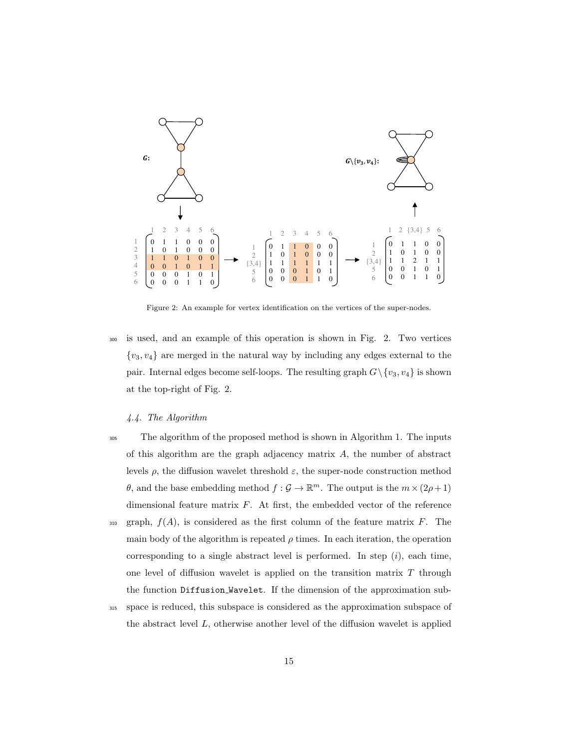Figure 2: An example for vertex identification on the vertices of the super-nodes.

is used, and an example of this operation is shown in Fig. 2. Two vertices $\{v_3, v_4\}$ are merged in the natural way by including any edges external to the pair. Internal edges become self-loops. The resulting graph $G\setminus\{v_3, v_4\}$ is shown at the top-right of Fig. 2.

### 4.4. The Algorithm

The algorithm of the proposed method is shown in Algorithm 1. The inputs of this algorithm are the graph adjacency matrix $A$, the number of abstract levels $\rho$, the diffusion wavelet threshold $\varepsilon$, the super-node construction method $\theta$, and the base embedding method $f : \mathcal{G} \to \mathbb{R}^m$. The output is the $m \times (2\rho+1)$ dimensional feature matrix $F$. At first, the embedded vector of the reference graph, $f(A)$, is considered as the first column of the feature matrix $F$. The main body of the algorithm is repeated $\rho$ times. In each iteration, the operation corresponding to a single abstract level is performed. In step $(i)$, each time, one level of diffusion wavelet is applied on the transition matrix $T$ through the function `Diffusion_Wavelet`. If the dimension of the approximation subspace is reduced, this subspace is considered as the approximation subspace of the abstract level $L$, otherwise another level of the diffusion wavelet is applied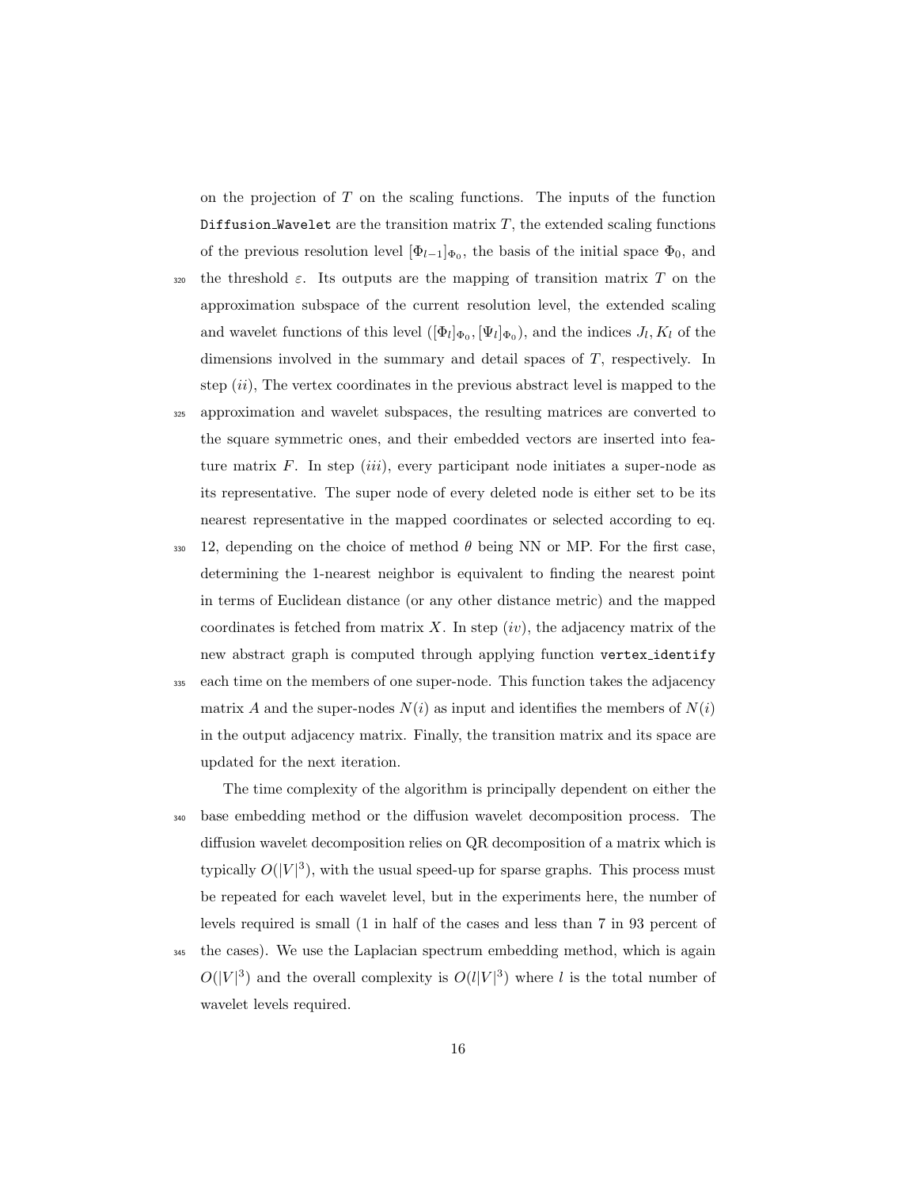on the projection of $T$ on the scaling functions. The inputs of the function `Diffusion_Wavelet` are the transition matrix $T$, the extended scaling functions of the previous resolution level $[\Phi_{l-1}]_{\Phi_0}$, the basis of the initial space $\Phi_0$, and the threshold $\varepsilon$. Its outputs are the mapping of transition matrix $T$ on the approximation subspace of the current resolution level, the extended scaling and wavelet functions of this level ($[\Phi_l]_{\Phi_0}, [\Psi_l]_{\Phi_0}$), and the indices $J_l, K_l$ of the dimensions involved in the summary and detail spaces of $T$, respectively. In step $(ii)$, The vertex coordinates in the previous abstract level is mapped to the approximation and wavelet subspaces, the resulting matrices are converted to the square symmetric ones, and their embedded vectors are inserted into feature matrix $F$. In step $(iii)$, every participant node initiates a super-node as its representative. The super node of every deleted node is either set to be its nearest representative in the mapped coordinates or selected according to eq. 12, depending on the choice of method $\theta$ being NN or MP. For the first case, determining the 1-nearest neighbor is equivalent to finding the nearest point in terms of Euclidean distance (or any other distance metric) and the mapped coordinates is fetched from matrix $X$. In step $(iv)$, the adjacency matrix of the new abstract graph is computed through applying function `vertex_identify` each time on the members of one super-node. This function takes the adjacency matrix $A$ and the super-nodes $N(i)$ as input and identifies the members of $N(i)$ in the output adjacency matrix. Finally, the transition matrix and its space are updated for the next iteration.

The time complexity of the algorithm is principally dependent on either the base embedding method or the diffusion wavelet decomposition process. The diffusion wavelet decomposition relies on QR decomposition of a matrix which is typically $O(|V|^3)$, with the usual speed-up for sparse graphs. This process must be repeated for each wavelet level, but in the experiments here, the number of levels required is small (1 in half of the cases and less than 7 in 93 percent of the cases). We use the Laplacian spectrum embedding method, which is again $O(|V|^3)$ and the overall complexity is $O(l|V|^3)$ where $l$ is the total number of wavelet levels required.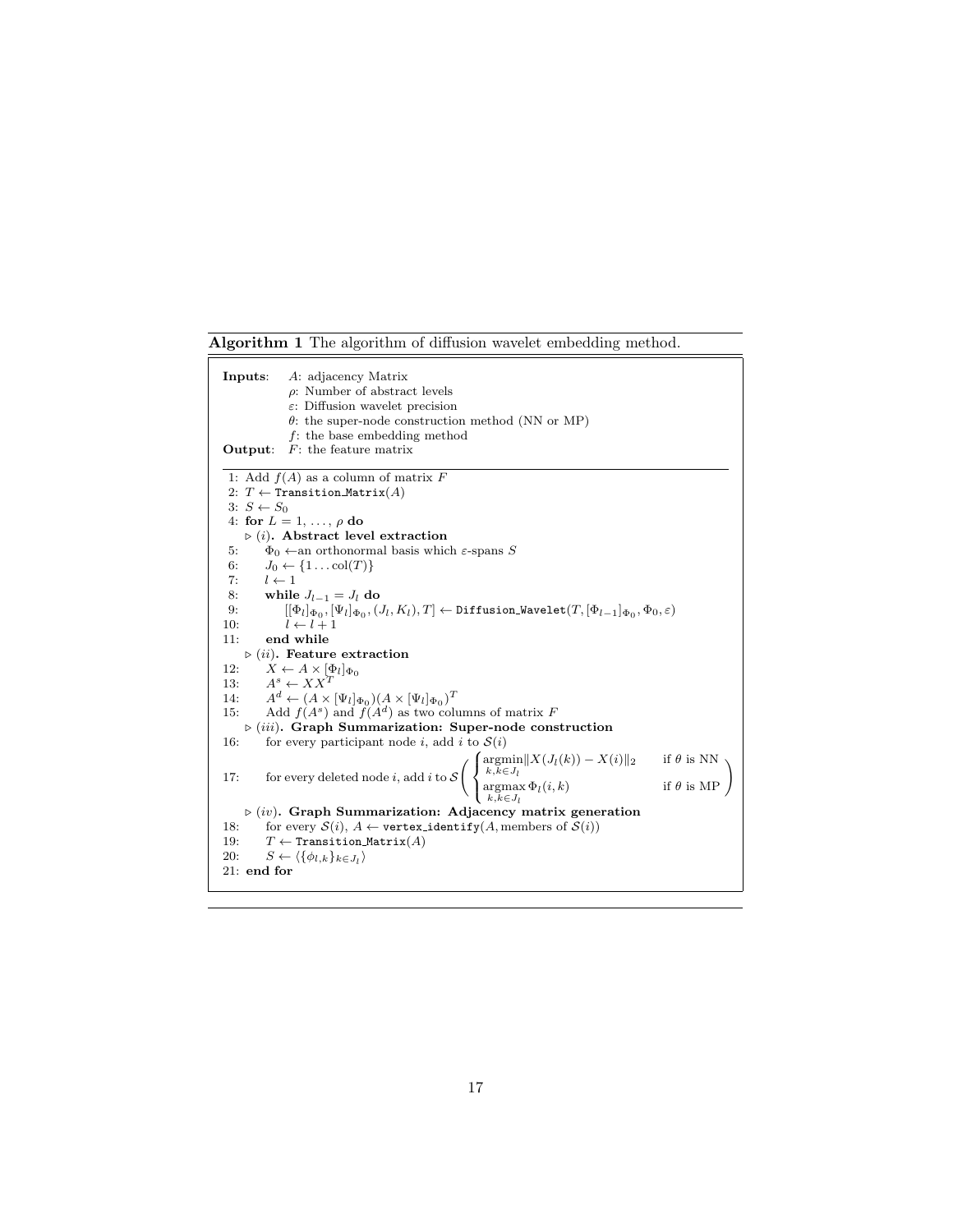**Algorithm 1** The algorithm of diffusion wavelet embedding method.

**Inputs**: $A$: adjacency Matrix
$\rho$: Number of abstract levels
$\varepsilon$: Diffusion wavelet precision
$\theta$: the super-node construction method (NN or MP)
$f$: the base embedding method
**Output**: $F$: the feature matrix

```
1: Add f(A) as a column of matrix F
2: T ← Transition_Matrix(A)
3: S ← S_0
4: for L = 1, ..., ρ do
   ▷ (i). Abstract level extraction
5:     Φ_0 ← an orthonormal basis which ε-spans S
6:     J_0 ← {1 ... col(T)}
7:     l ← 1
8:     while J_{l-1} = J_l do
9:         [[Φ_l]_{Φ_0}, [Ψ_l]_{Φ_0}, (J_l, K_l), T] ← Diffusion_Wavelet(T, [Φ_{l-1}]_{Φ_0}, Φ_0, ε)
10:        l ← l + 1
11:    end while
   ▷ (ii). Feature extraction
12:    X ← A × [Φ_l]_{Φ_0}
13:    A^s ← X X^T
14:    A^d ← (A × [Ψ_l]_{Φ_0})(A × [Ψ_l]_{Φ_0})^T
15:    Add f(A^s) and f(A^d) as two columns of matrix F
   ▷ (iii). Graph Summarization: Super-node construction
16:    for every participant node i, add i to S(i)
17:    for every deleted node i, add i to S( argmin_{k,k∈J_l} ||X(J_l(k)) − X(i)||_2   if θ is NN
                                              argmax_{k,k∈J_l} Φ_l(i,k)              if θ is MP )
   ▷ (iv). Graph Summarization: Adjacency matrix generation
18:    for every S(i), A ← vertex_identify(A, members of S(i))
19:    T ← Transition_Matrix(A)
20:    S ← ⟨{φ_{l,k}}_{k∈J_l}⟩
21: end for
```

Line 17 in mathematical notation:

$$\text{for every deleted node } i, \text{ add } i \text{ to } \mathcal{S}\left( \begin{cases} \underset{k,k \in J_l}{\operatorname{argmin}} \|X(J_l(k)) - X(i)\|_2 & \text{if } \theta \text{ is NN} \\ \underset{k,k \in J_l}{\operatorname{argmax}} \, \Phi_l(i,k) & \text{if } \theta \text{ is MP} \end{cases} \right)$$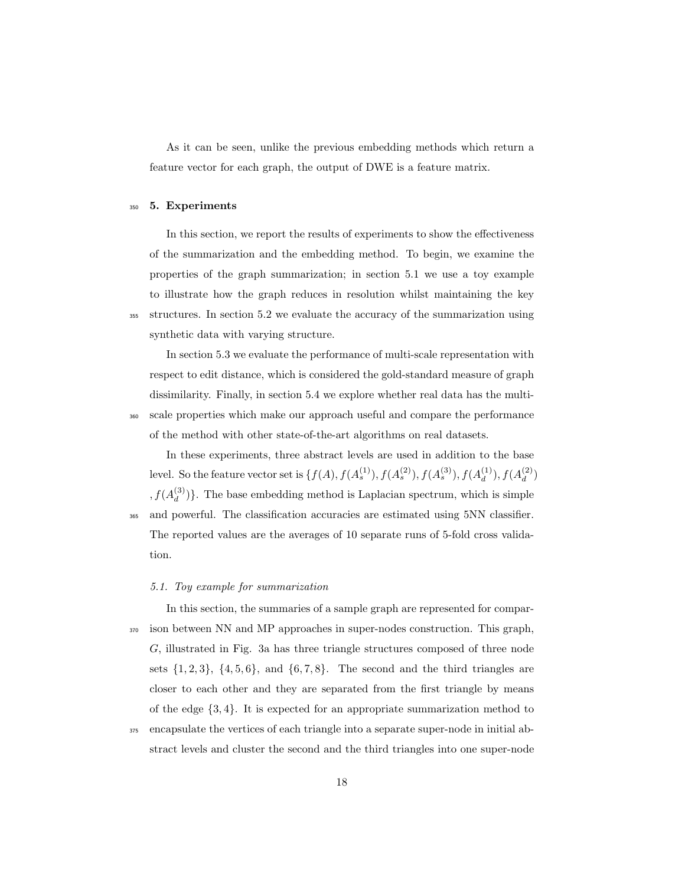As it can be seen, unlike the previous embedding methods which return a feature vector for each graph, the output of DWE is a feature matrix.

## 5. Experiments

In this section, we report the results of experiments to show the effectiveness of the summarization and the embedding method. To begin, we examine the properties of the graph summarization; in section 5.1 we use a toy example to illustrate how the graph reduces in resolution whilst maintaining the key structures. In section 5.2 we evaluate the accuracy of the summarization using synthetic data with varying structure.

In section 5.3 we evaluate the performance of multi-scale representation with respect to edit distance, which is considered the gold-standard measure of graph dissimilarity. Finally, in section 5.4 we explore whether real data has the multi-scale properties which make our approach useful and compare the performance of the method with other state-of-the-art algorithms on real datasets.

In these experiments, three abstract levels are used in addition to the base level. So the feature vector set is $\{f(A), f(A_s^{(1)}), f(A_s^{(2)}), f(A_s^{(3)}), f(A_d^{(1)}), f(A_d^{(2)}), f(A_d^{(3)})\}$. The base embedding method is Laplacian spectrum, which is simple and powerful. The classification accuracies are estimated using 5NN classifier. The reported values are the averages of 10 separate runs of 5-fold cross validation.

### *5.1. Toy example for summarization*

In this section, the summaries of a sample graph are represented for comparison between NN and MP approaches in super-nodes construction. This graph, $G$, illustrated in Fig. 3a has three triangle structures composed of three node sets $\{1, 2, 3\}$, $\{4, 5, 6\}$, and $\{6, 7, 8\}$. The second and the third triangles are closer to each other and they are separated from the first triangle by means of the edge $\{3, 4\}$. It is expected for an appropriate summarization method to encapsulate the vertices of each triangle into a separate super-node in initial abstract levels and cluster the second and the third triangles into one super-node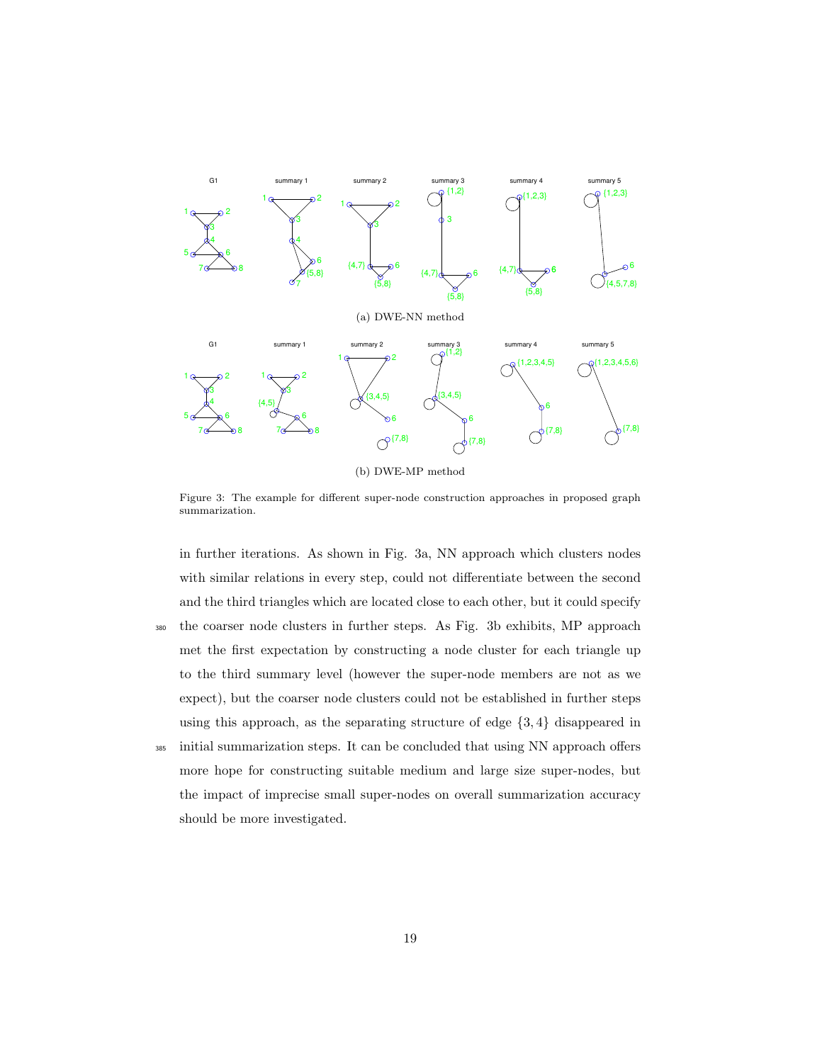(a) DWE-NN method

(b) DWE-MP method

Figure 3: The example for different super-node construction approaches in proposed graph summarization.

in further iterations. As shown in Fig. 3a, NN approach which clusters nodes with similar relations in every step, could not differentiate between the second and the third triangles which are located close to each other, but it could specify the coarser node clusters in further steps. As Fig. 3b exhibits, MP approach met the first expectation by constructing a node cluster for each triangle up to the third summary level (however the super-node members are not as we expect), but the coarser node clusters could not be established in further steps using this approach, as the separating structure of edge $\{3, 4\}$ disappeared in initial summarization steps. It can be concluded that using NN approach offers more hope for constructing suitable medium and large size super-nodes, but the impact of imprecise small super-nodes on overall summarization accuracy should be more investigated.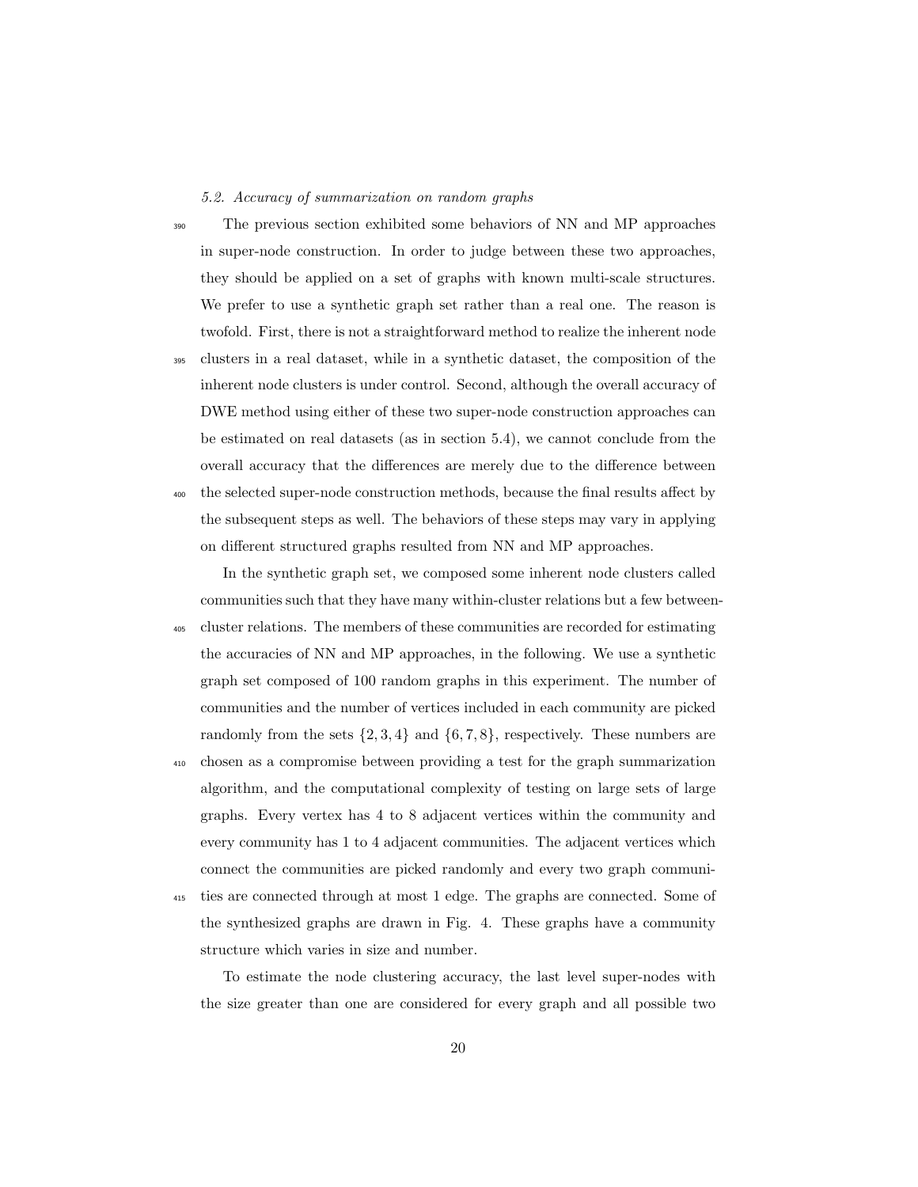### 5.2. Accuracy of summarization on random graphs

The previous section exhibited some behaviors of NN and MP approaches in super-node construction. In order to judge between these two approaches, they should be applied on a set of graphs with known multi-scale structures. We prefer to use a synthetic graph set rather than a real one. The reason is twofold. First, there is not a straightforward method to realize the inherent node clusters in a real dataset, while in a synthetic dataset, the composition of the inherent node clusters is under control. Second, although the overall accuracy of DWE method using either of these two super-node construction approaches can be estimated on real datasets (as in section 5.4), we cannot conclude from the overall accuracy that the differences are merely due to the difference between the selected super-node construction methods, because the final results affect by the subsequent steps as well. The behaviors of these steps may vary in applying on different structured graphs resulted from NN and MP approaches.

In the synthetic graph set, we composed some inherent node clusters called communities such that they have many within-cluster relations but a few between-cluster relations. The members of these communities are recorded for estimating the accuracies of NN and MP approaches, in the following. We use a synthetic graph set composed of 100 random graphs in this experiment. The number of communities and the number of vertices included in each community are picked randomly from the sets $\{2, 3, 4\}$ and $\{6, 7, 8\}$, respectively. These numbers are chosen as a compromise between providing a test for the graph summarization algorithm, and the computational complexity of testing on large sets of large graphs. Every vertex has 4 to 8 adjacent vertices within the community and every community has 1 to 4 adjacent communities. The adjacent vertices which connect the communities are picked randomly and every two graph communities are connected through at most 1 edge. The graphs are connected. Some of the synthesized graphs are drawn in Fig. 4. These graphs have a community structure which varies in size and number.

To estimate the node clustering accuracy, the last level super-nodes with the size greater than one are considered for every graph and all possible two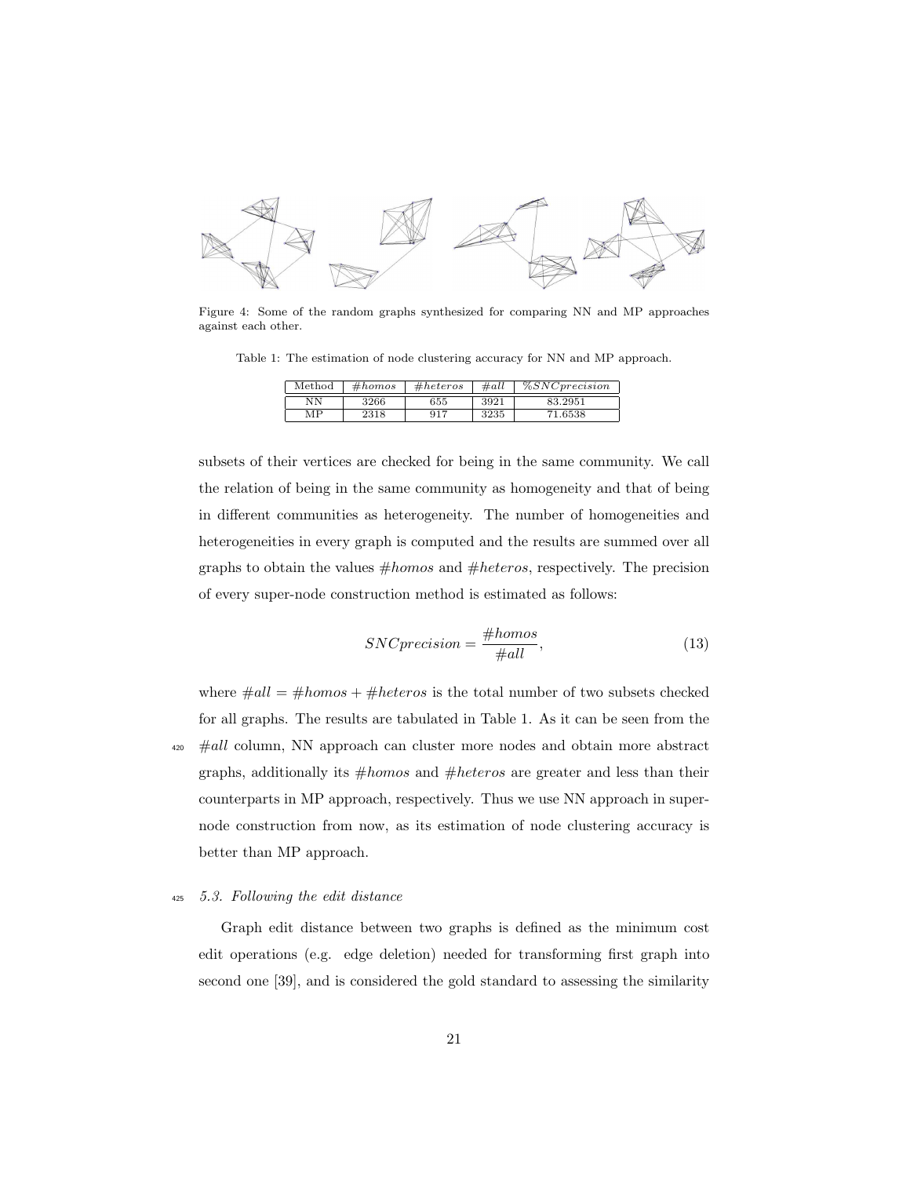Figure 4: Some of the random graphs synthesized for comparing NN and MP approaches against each other.

Table 1: The estimation of node clustering accuracy for NN and MP approach.

| Method | $\#homos$ | $\#heteros$ | $\#all$ | $\%SNCprecision$ |
|---|---|---|---|---|
| NN | 3266 | 655 | 3921 | 83.2951 |
| MP | 2318 | 917 | 3235 | 71.6538 |

subsets of their vertices are checked for being in the same community. We call the relation of being in the same community as homogeneity and that of being in different communities as heterogeneity. The number of homogeneities and heterogeneities in every graph is computed and the results are summed over all graphs to obtain the values $\#homos$ and $\#heteros$, respectively. The precision of every super-node construction method is estimated as follows:

$$SNCprecision = \frac{\#homos}{\#all}, \tag{13}$$

where $\#all = \#homos + \#heteros$ is the total number of two subsets checked for all graphs. The results are tabulated in Table 1. As it can be seen from the $\#all$ column, NN approach can cluster more nodes and obtain more abstract graphs, additionally its $\#homos$ and $\#heteros$ are greater and less than their counterparts in MP approach, respectively. Thus we use NN approach in super-node construction from now, as its estimation of node clustering accuracy is better than MP approach.

### 5.3. Following the edit distance

Graph edit distance between two graphs is defined as the minimum cost edit operations (e.g. edge deletion) needed for transforming first graph into second one [39], and is considered the gold standard to assessing the similarity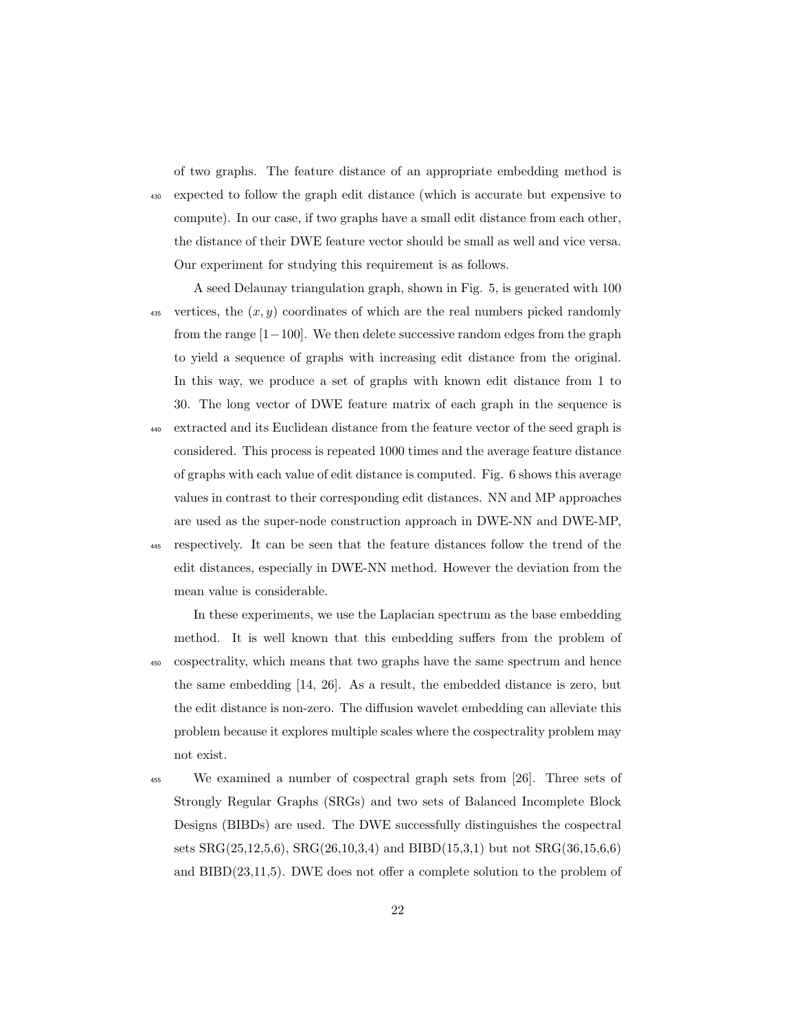of two graphs. The feature distance of an appropriate embedding method is expected to follow the graph edit distance (which is accurate but expensive to compute). In our case, if two graphs have a small edit distance from each other, the distance of their DWE feature vector should be small as well and vice versa. Our experiment for studying this requirement is as follows.

A seed Delaunay triangulation graph, shown in Fig. 5, is generated with 100 vertices, the $(x, y)$ coordinates of which are the real numbers picked randomly from the range $[1-100]$. We then delete successive random edges from the graph to yield a sequence of graphs with increasing edit distance from the original. In this way, we produce a set of graphs with known edit distance from 1 to 30. The long vector of DWE feature matrix of each graph in the sequence is extracted and its Euclidean distance from the feature vector of the seed graph is considered. This process is repeated 1000 times and the average feature distance of graphs with each value of edit distance is computed. Fig. 6 shows this average values in contrast to their corresponding edit distances. NN and MP approaches are used as the super-node construction approach in DWE-NN and DWE-MP, respectively. It can be seen that the feature distances follow the trend of the edit distances, especially in DWE-NN method. However the deviation from the mean value is considerable.

In these experiments, we use the Laplacian spectrum as the base embedding method. It is well known that this embedding suffers from the problem of cospectrality, which means that two graphs have the same spectrum and hence the same embedding [14, 26]. As a result, the embedded distance is zero, but the edit distance is non-zero. The diffusion wavelet embedding can alleviate this problem because it explores multiple scales where the cospectrality problem may not exist.

We examined a number of cospectral graph sets from [26]. Three sets of Strongly Regular Graphs (SRGs) and two sets of Balanced Incomplete Block Designs (BIBDs) are used. The DWE successfully distinguishes the cospectral sets SRG(25,12,5,6), SRG(26,10,3,4) and BIBD(15,3,1) but not SRG(36,15,6,6) and BIBD(23,11,5). DWE does not offer a complete solution to the problem of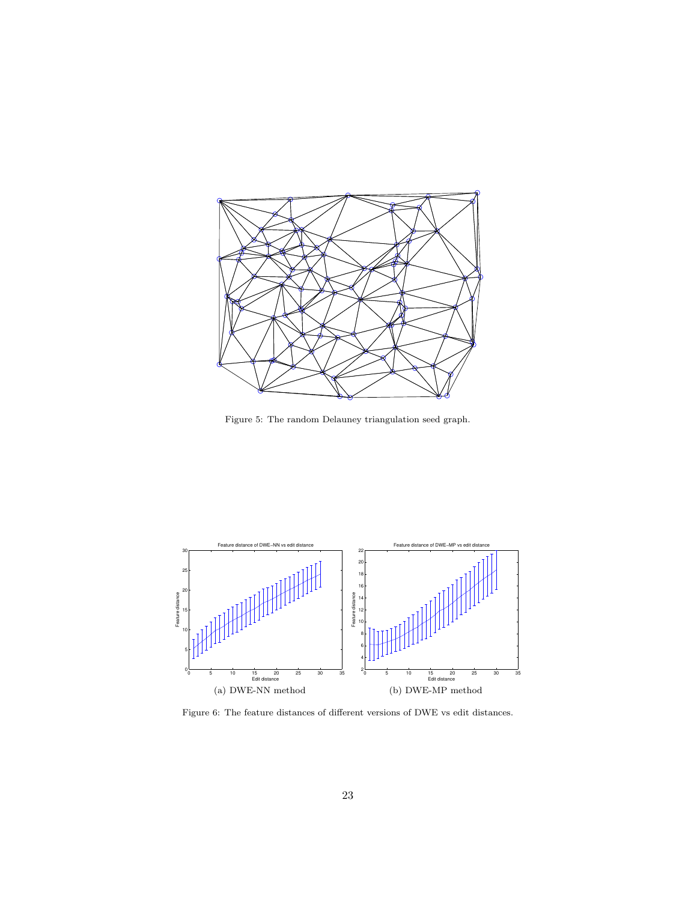Figure 5: The random Delauney triangulation seed graph.

(a) DWE-NN method

(b) DWE-MP method

Figure 6: The feature distances of different versions of DWE vs edit distances.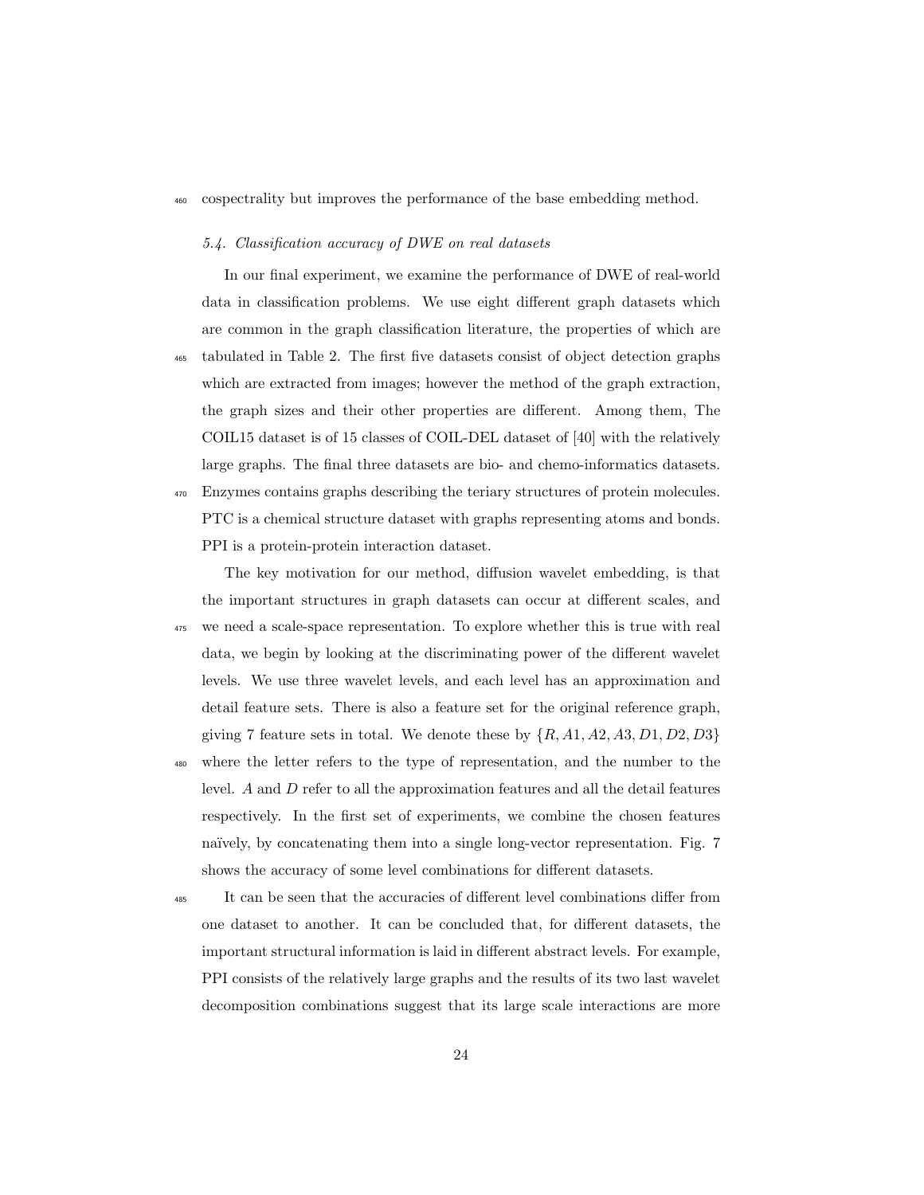cospectrality but improves the performance of the base embedding method.

### *5.4. Classification accuracy of DWE on real datasets*

In our final experiment, we examine the performance of DWE of real-world data in classification problems. We use eight different graph datasets which are common in the graph classification literature, the properties of which are tabulated in Table 2. The first five datasets consist of object detection graphs which are extracted from images; however the method of the graph extraction, the graph sizes and their other properties are different. Among them, The COIL15 dataset is of 15 classes of COIL-DEL dataset of [40] with the relatively large graphs. The final three datasets are bio- and chemo-informatics datasets. Enzymes contains graphs describing the teriary structures of protein molecules. PTC is a chemical structure dataset with graphs representing atoms and bonds. PPI is a protein-protein interaction dataset.

The key motivation for our method, diffusion wavelet embedding, is that the important structures in graph datasets can occur at different scales, and we need a scale-space representation. To explore whether this is true with real data, we begin by looking at the discriminating power of the different wavelet levels. We use three wavelet levels, and each level has an approximation and detail feature sets. There is also a feature set for the original reference graph, giving 7 feature sets in total. We denote these by $\{R, A1, A2, A3, D1, D2, D3\}$ where the letter refers to the type of representation, and the number to the level. $A$ and $D$ refer to all the approximation features and all the detail features respectively. In the first set of experiments, we combine the chosen features naïvely, by concatenating them into a single long-vector representation. Fig. 7 shows the accuracy of some level combinations for different datasets.

It can be seen that the accuracies of different level combinations differ from one dataset to another. It can be concluded that, for different datasets, the important structural information is laid in different abstract levels. For example, PPI consists of the relatively large graphs and the results of its two last wavelet decomposition combinations suggest that its large scale interactions are more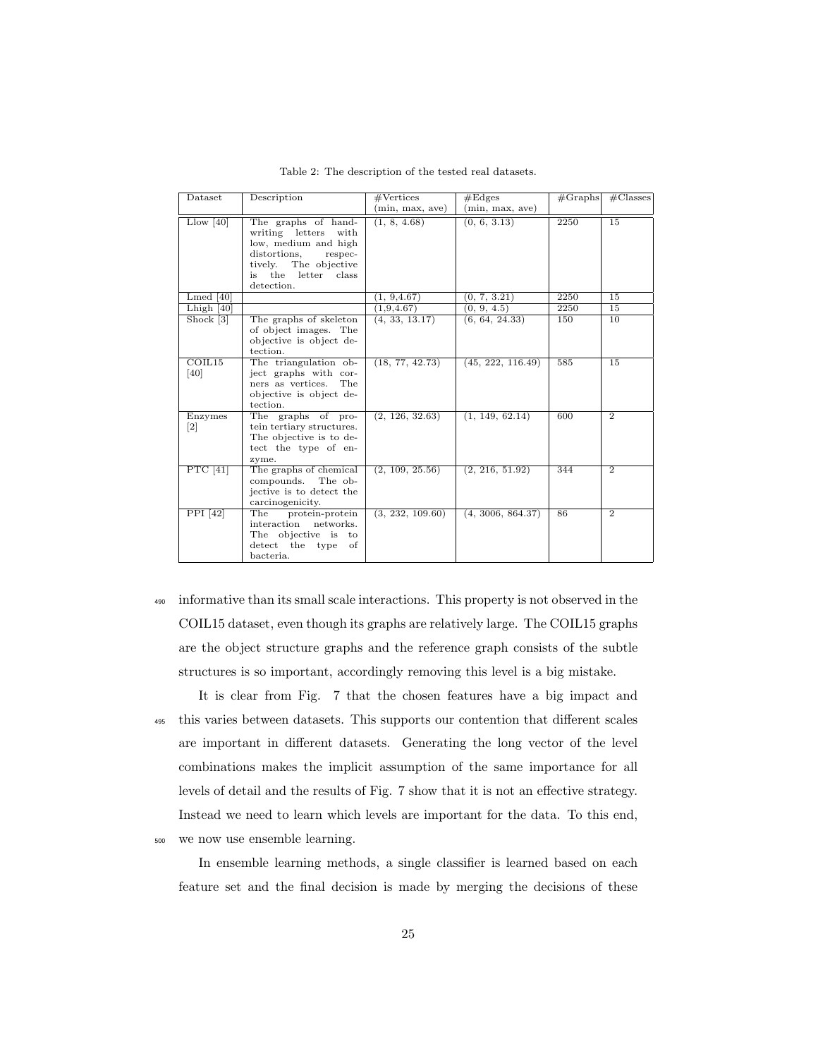Table 2: The description of the tested real datasets.

| Dataset | Description | #Vertices (min, max, ave) | #Edges (min, max, ave) | #Graphs | #Classes |
|---|---|---|---|---|---|
| Llow [40] | The graphs of hand-writing letters with low, medium and high distortions, respectively. The objective is the letter class detection. | (1, 8, 4.68) | (0, 6, 3.13) | 2250 | 15 |
| Lmed [40] | | (1, 9,4.67) | (0, 7, 3.21) | 2250 | 15 |
| Lhigh [40] | | (1,9,4.67) | (0, 9, 4.5) | 2250 | 15 |
| Shock [3] | The graphs of skeleton of object images. The objective is object detection. | (4, 33, 13.17) | (6, 64, 24.33) | 150 | 10 |
| COIL15 [40] | The triangulation object graphs with corners as vertices. The objective is object detection. | (18, 77, 42.73) | (45, 222, 116.49) | 585 | 15 |
| Enzymes [2] | The graphs of protein tertiary structures. The objective is to detect the type of enzyme. | (2, 126, 32.63) | (1, 149, 62.14) | 600 | 2 |
| PTC [41] | The graphs of chemical compounds. The objective is to detect the carcinogenicity. | (2, 109, 25.56) | (2, 216, 51.92) | 344 | 2 |
| PPI [42] | The protein-protein interaction networks. The objective is to detect the type of bacteria. | (3, 232, 109.60) | (4, 3006, 864.37) | 86 | 2 |

informative than its small scale interactions. This property is not observed in the COIL15 dataset, even though its graphs are relatively large. The COIL15 graphs are the object structure graphs and the reference graph consists of the subtle structures is so important, accordingly removing this level is a big mistake.

It is clear from Fig. 7 that the chosen features have a big impact and this varies between datasets. This supports our contention that different scales are important in different datasets. Generating the long vector of the level combinations makes the implicit assumption of the same importance for all levels of detail and the results of Fig. 7 show that it is not an effective strategy. Instead we need to learn which levels are important for the data. To this end, we now use ensemble learning.

In ensemble learning methods, a single classifier is learned based on each feature set and the final decision is made by merging the decisions of these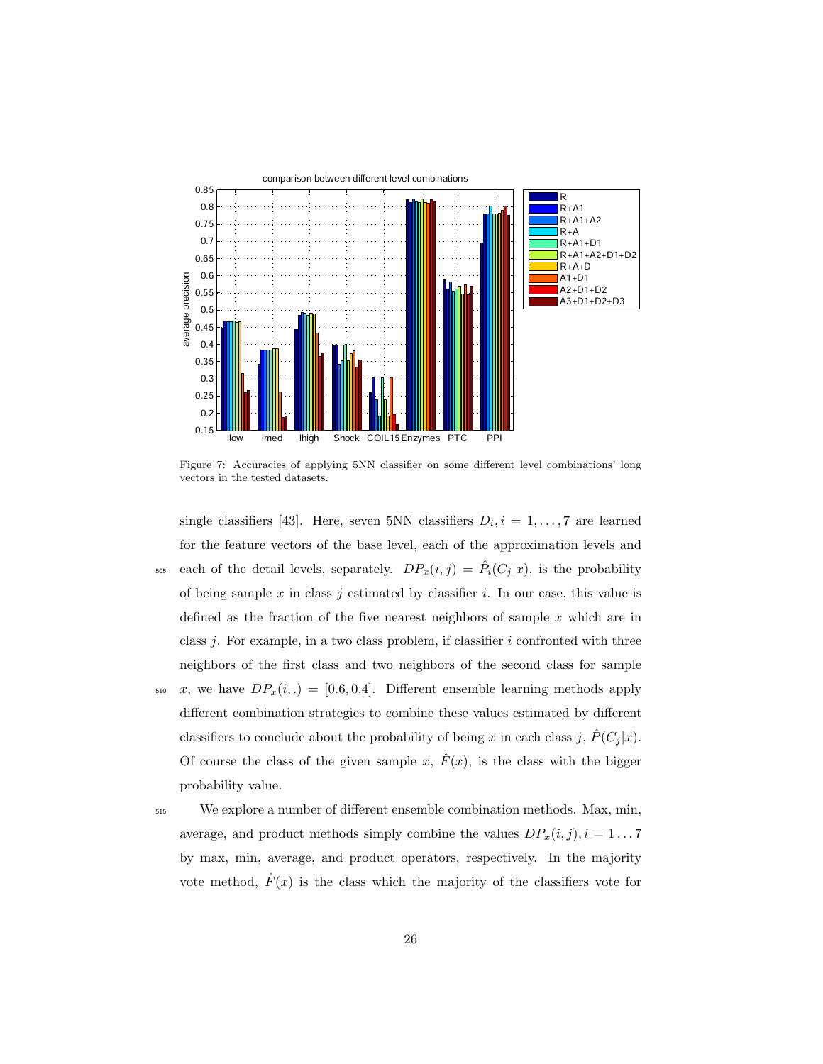Figure 7: Accuracies of applying 5NN classifier on some different level combinations' long vectors in the tested datasets.

single classifiers [43]. Here, seven 5NN classifiers $D_i, i = 1, \ldots, 7$ are learned for the feature vectors of the base level, each of the approximation levels and each of the detail levels, separately. $DP_x(i, j) = \hat{P}_i(C_j|x)$, is the probability of being sample $x$ in class $j$ estimated by classifier $i$. In our case, this value is defined as the fraction of the five nearest neighbors of sample $x$ which are in class $j$. For example, in a two class problem, if classifier $i$ confronted with three neighbors of the first class and two neighbors of the second class for sample $x$, we have $DP_x(i, .) = [0.6, 0.4]$. Different ensemble learning methods apply different combination strategies to combine these values estimated by different classifiers to conclude about the probability of being $x$ in each class $j$, $\hat{P}(C_j|x)$. Of course the class of the given sample $x$, $\hat{F}(x)$, is the class with the bigger probability value.

We explore a number of different ensemble combination methods. Max, min, average, and product methods simply combine the values $DP_x(i, j), i = 1 \ldots 7$ by max, min, average, and product operators, respectively. In the majority vote method, $\hat{F}(x)$ is the class which the majority of the classifiers vote for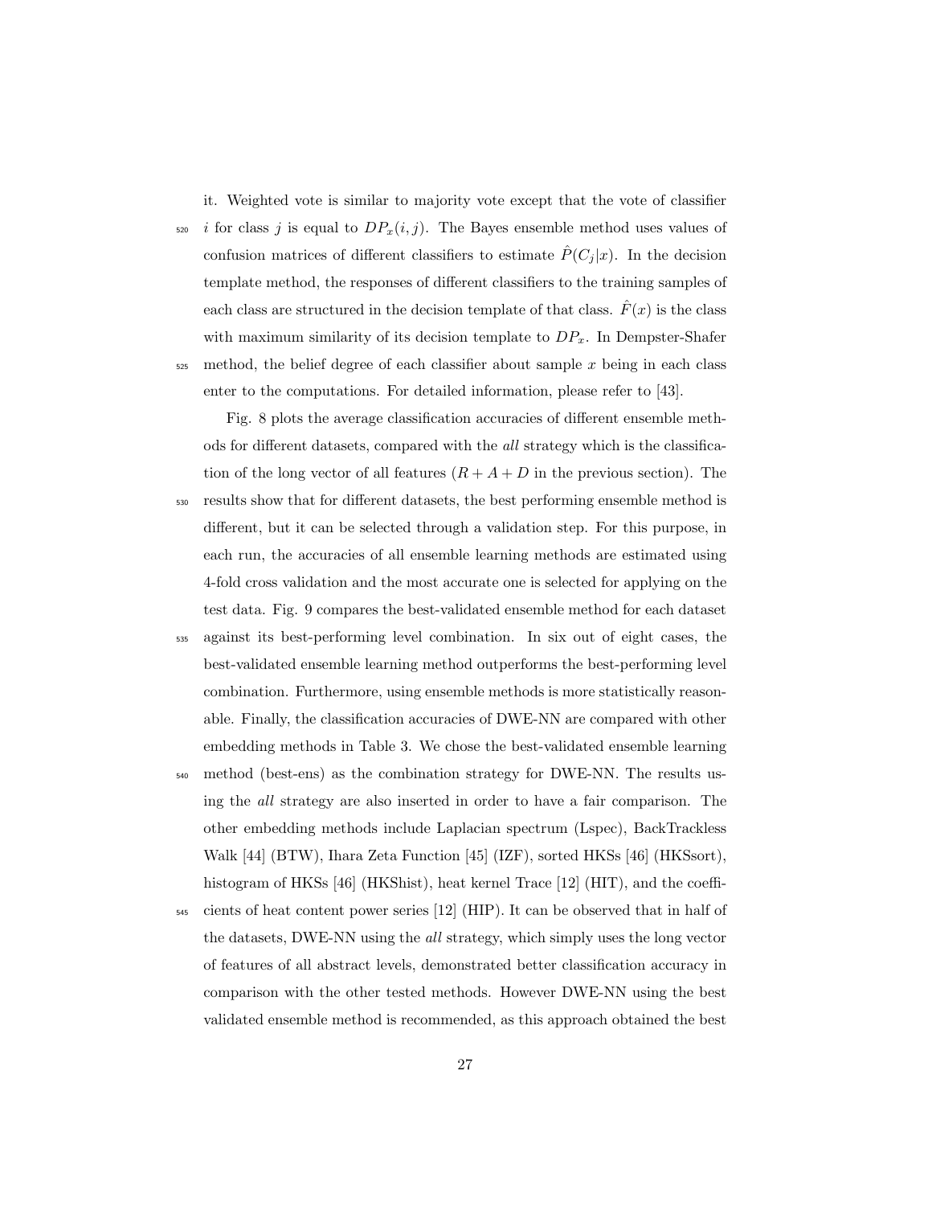it. Weighted vote is similar to majority vote except that the vote of classifier $i$ for class $j$ is equal to $DP_x(i, j)$. The Bayes ensemble method uses values of confusion matrices of different classifiers to estimate $\hat{P}(C_j|x)$. In the decision template method, the responses of different classifiers to the training samples of each class are structured in the decision template of that class. $\hat{F}(x)$ is the class with maximum similarity of its decision template to $DP_x$. In Dempster-Shafer method, the belief degree of each classifier about sample $x$ being in each class enter to the computations. For detailed information, please refer to [43].

Fig. 8 plots the average classification accuracies of different ensemble methods for different datasets, compared with the *all* strategy which is the classification of the long vector of all features ($R + A + D$ in the previous section). The results show that for different datasets, the best performing ensemble method is different, but it can be selected through a validation step. For this purpose, in each run, the accuracies of all ensemble learning methods are estimated using 4-fold cross validation and the most accurate one is selected for applying on the test data. Fig. 9 compares the best-validated ensemble method for each dataset against its best-performing level combination. In six out of eight cases, the best-validated ensemble learning method outperforms the best-performing level combination. Furthermore, using ensemble methods is more statistically reasonable. Finally, the classification accuracies of DWE-NN are compared with other embedding methods in Table 3. We chose the best-validated ensemble learning method (best-ens) as the combination strategy for DWE-NN. The results using the *all* strategy are also inserted in order to have a fair comparison. The other embedding methods include Laplacian spectrum (Lspec), BackTrackless Walk [44] (BTW), Ihara Zeta Function [45] (IZF), sorted HKSs [46] (HKSsort), histogram of HKSs [46] (HKShist), heat kernel Trace [12] (HIT), and the coefficients of heat content power series [12] (HIP). It can be observed that in half of the datasets, DWE-NN using the *all* strategy, which simply uses the long vector of features of all abstract levels, demonstrated better classification accuracy in comparison with the other tested methods. However DWE-NN using the best validated ensemble method is recommended, as this approach obtained the best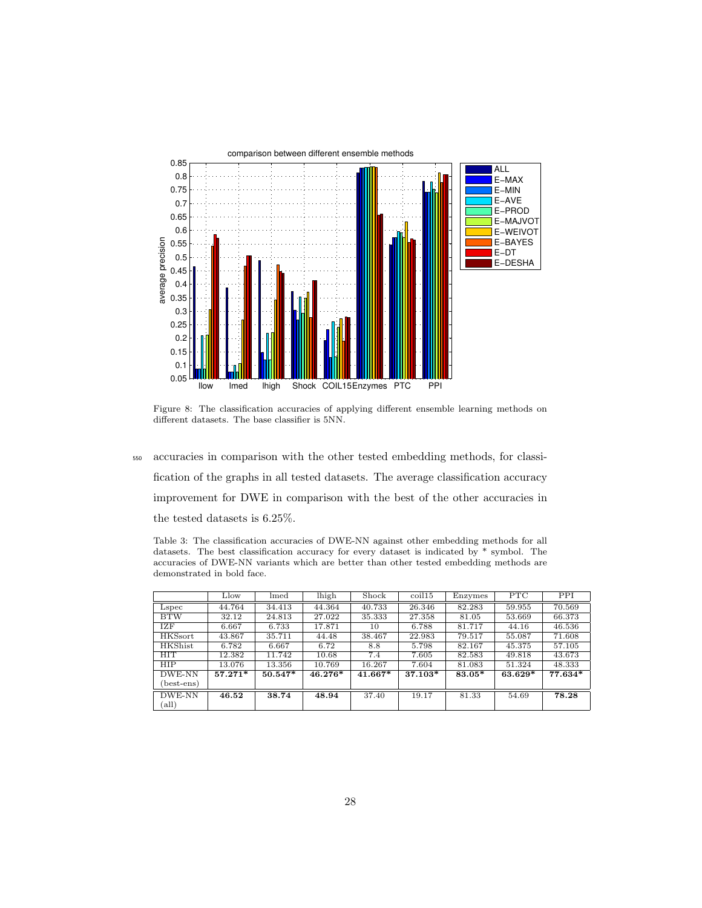Figure 8: The classification accuracies of applying different ensemble learning methods on different datasets. The base classifier is 5NN.

accuracies in comparison with the other tested embedding methods, for classification of the graphs in all tested datasets. The average classification accuracy improvement for DWE in comparison with the best of the other accuracies in the tested datasets is 6.25%.

Table 3: The classification accuracies of DWE-NN against other embedding methods for all datasets. The best classification accuracy for every dataset is indicated by * symbol. The accuracies of DWE-NN variants which are better than other tested embedding methods are demonstrated in bold face.

| | Llow | lmed | lhigh | Shock | coil15 | Enzymes | PTC | PPI |
|---|---|---|---|---|---|---|---|---|
| Lspec | 44.764 | 34.413 | 44.364 | 40.733 | 26.346 | 82.283 | 59.955 | 70.569 |
| BTW | 32.12 | 24.813 | 27.022 | 35.333 | 27.358 | 81.05 | 53.669 | 66.373 |
| IZF | 6.667 | 6.733 | 17.871 | 10 | 6.788 | 81.717 | 44.16 | 46.536 |
| HKSsort | 43.867 | 35.711 | 44.48 | 38.467 | 22.983 | 79.517 | 55.087 | 71.608 |
| HKShist | 6.782 | 6.667 | 6.72 | 8.8 | 5.798 | 82.167 | 45.375 | 57.105 |
| HIT | 12.382 | 11.742 | 10.68 | 7.4 | 7.605 | 82.583 | 49.818 | 43.673 |
| HIP | 13.076 | 13.356 | 10.769 | 16.267 | 7.604 | 81.083 | 51.324 | 48.333 |
| DWE-NN (best-ens) | **57.271*** | **50.547*** | **46.276*** | **41.667*** | **37.103*** | **83.05*** | **63.629*** | **77.634*** |
| DWE-NN (all) | **46.52** | **38.74** | **48.94** | 37.40 | 19.17 | 81.33 | 54.69 | **78.28** |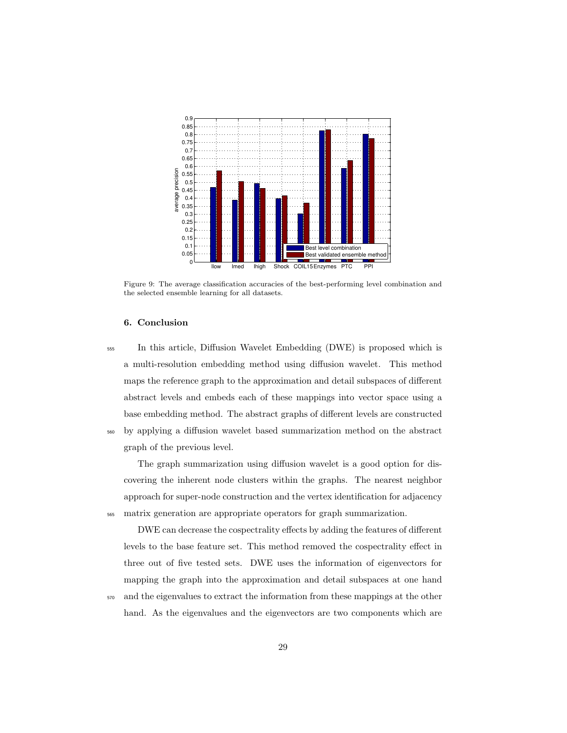Figure 9: The average classification accuracies of the best-performing level combination and the selected ensemble learning for all datasets.

## 6. Conclusion

In this article, Diffusion Wavelet Embedding (DWE) is proposed which is a multi-resolution embedding method using diffusion wavelet. This method maps the reference graph to the approximation and detail subspaces of different abstract levels and embeds each of these mappings into vector space using a base embedding method. The abstract graphs of different levels are constructed by applying a diffusion wavelet based summarization method on the abstract graph of the previous level.

The graph summarization using diffusion wavelet is a good option for discovering the inherent node clusters within the graphs. The nearest neighbor approach for super-node construction and the vertex identification for adjacency matrix generation are appropriate operators for graph summarization.

DWE can decrease the cospectrality effects by adding the features of different levels to the base feature set. This method removed the cospectrality effect in three out of five tested sets. DWE uses the information of eigenvectors for mapping the graph into the approximation and detail subspaces at one hand and the eigenvalues to extract the information from these mappings at the other hand. As the eigenvalues and the eigenvectors are two components which are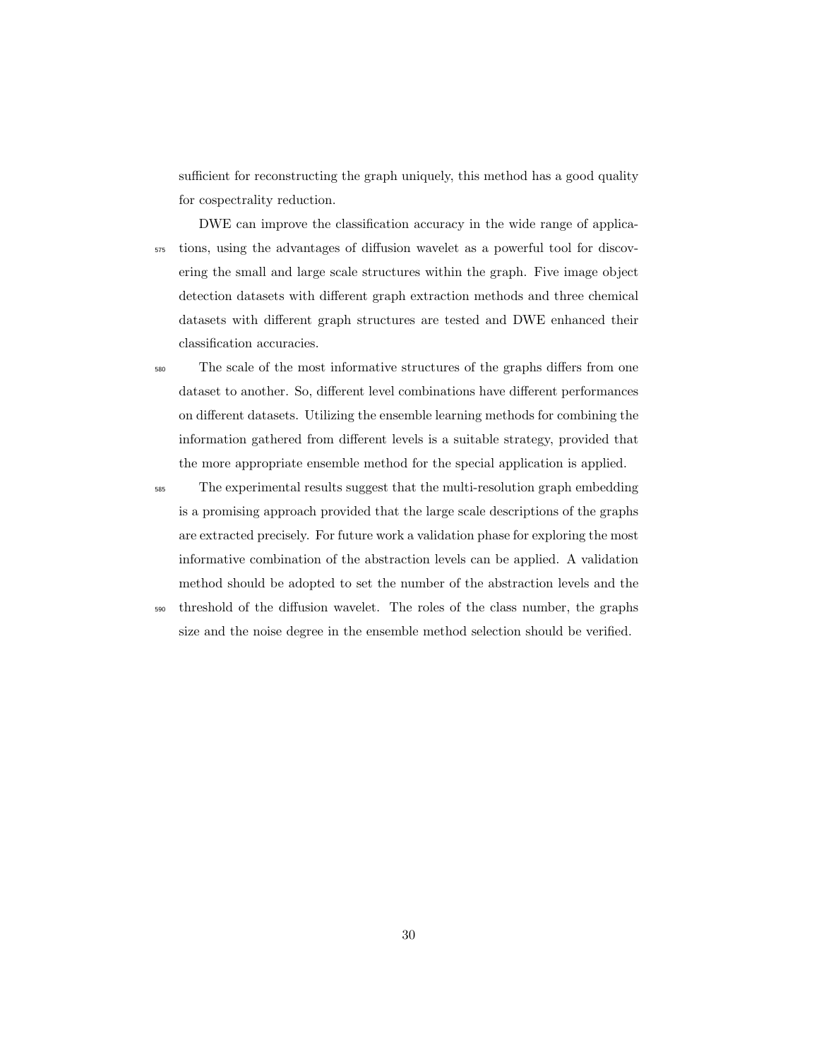sufficient for reconstructing the graph uniquely, this method has a good quality for cospectrality reduction.

DWE can improve the classification accuracy in the wide range of applications, using the advantages of diffusion wavelet as a powerful tool for discovering the small and large scale structures within the graph. Five image object detection datasets with different graph extraction methods and three chemical datasets with different graph structures are tested and DWE enhanced their classification accuracies.

The scale of the most informative structures of the graphs differs from one dataset to another. So, different level combinations have different performances on different datasets. Utilizing the ensemble learning methods for combining the information gathered from different levels is a suitable strategy, provided that the more appropriate ensemble method for the special application is applied.

The experimental results suggest that the multi-resolution graph embedding is a promising approach provided that the large scale descriptions of the graphs are extracted precisely. For future work a validation phase for exploring the most informative combination of the abstraction levels can be applied. A validation method should be adopted to set the number of the abstraction levels and the threshold of the diffusion wavelet. The roles of the class number, the graphs size and the noise degree in the ensemble method selection should be verified.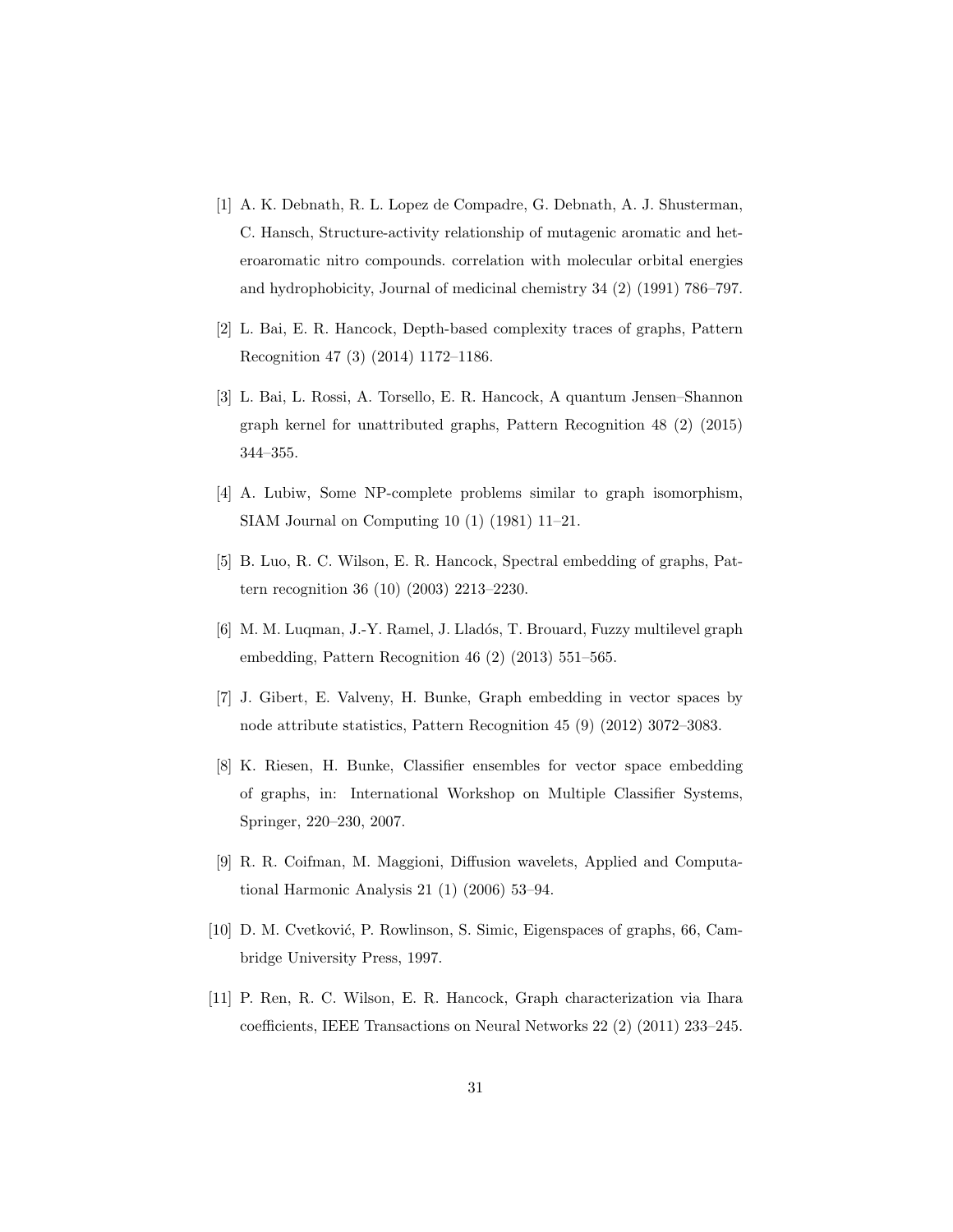[1] A. K. Debnath, R. L. Lopez de Compadre, G. Debnath, A. J. Shusterman, C. Hansch, Structure-activity relationship of mutagenic aromatic and heteroaromatic nitro compounds. correlation with molecular orbital energies and hydrophobicity, Journal of medicinal chemistry 34 (2) (1991) 786–797.

[2] L. Bai, E. R. Hancock, Depth-based complexity traces of graphs, Pattern Recognition 47 (3) (2014) 1172–1186.

[3] L. Bai, L. Rossi, A. Torsello, E. R. Hancock, A quantum Jensen–Shannon graph kernel for unattributed graphs, Pattern Recognition 48 (2) (2015) 344–355.

[4] A. Lubiw, Some NP-complete problems similar to graph isomorphism, SIAM Journal on Computing 10 (1) (1981) 11–21.

[5] B. Luo, R. C. Wilson, E. R. Hancock, Spectral embedding of graphs, Pattern recognition 36 (10) (2003) 2213–2230.

[6] M. M. Luqman, J.-Y. Ramel, J. Lladós, T. Brouard, Fuzzy multilevel graph embedding, Pattern Recognition 46 (2) (2013) 551–565.

[7] J. Gibert, E. Valveny, H. Bunke, Graph embedding in vector spaces by node attribute statistics, Pattern Recognition 45 (9) (2012) 3072–3083.

[8] K. Riesen, H. Bunke, Classifier ensembles for vector space embedding of graphs, in: International Workshop on Multiple Classifier Systems, Springer, 220–230, 2007.

[9] R. R. Coifman, M. Maggioni, Diffusion wavelets, Applied and Computational Harmonic Analysis 21 (1) (2006) 53–94.

[10] D. M. Cvetković, P. Rowlinson, S. Simic, Eigenspaces of graphs, 66, Cambridge University Press, 1997.

[11] P. Ren, R. C. Wilson, E. R. Hancock, Graph characterization via Ihara coefficients, IEEE Transactions on Neural Networks 22 (2) (2011) 233–245.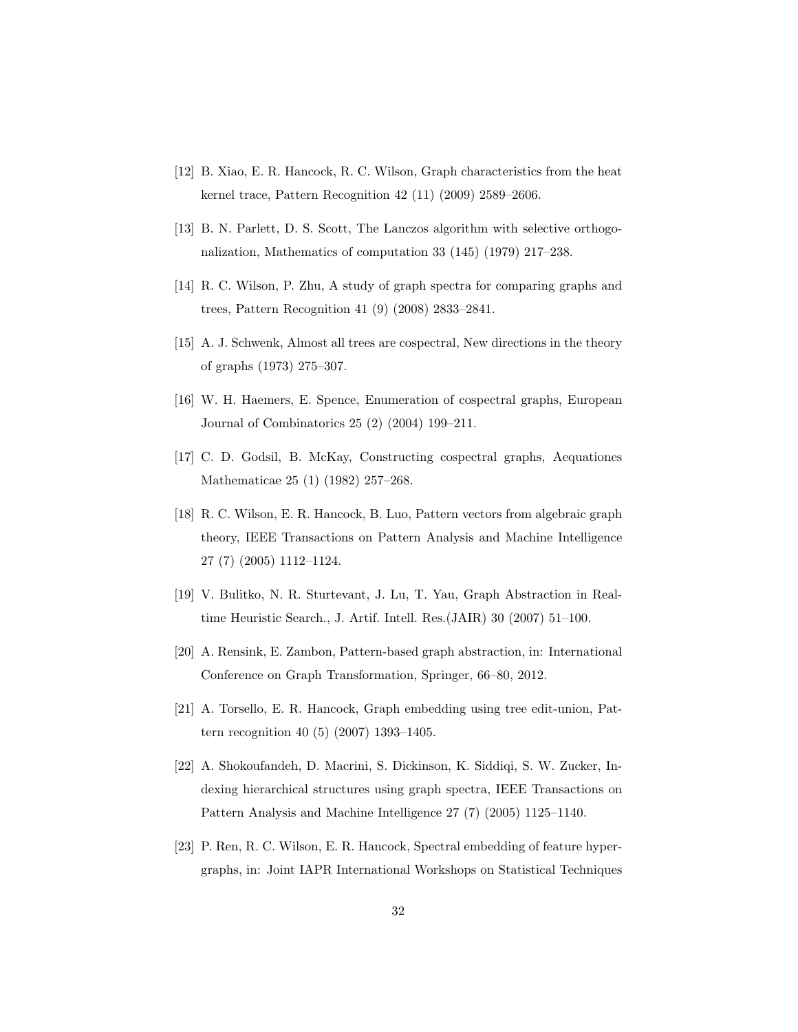[12] B. Xiao, E. R. Hancock, R. C. Wilson, Graph characteristics from the heat kernel trace, Pattern Recognition 42 (11) (2009) 2589–2606.

[13] B. N. Parlett, D. S. Scott, The Lanczos algorithm with selective orthogonalization, Mathematics of computation 33 (145) (1979) 217–238.

[14] R. C. Wilson, P. Zhu, A study of graph spectra for comparing graphs and trees, Pattern Recognition 41 (9) (2008) 2833–2841.

[15] A. J. Schwenk, Almost all trees are cospectral, New directions in the theory of graphs (1973) 275–307.

[16] W. H. Haemers, E. Spence, Enumeration of cospectral graphs, European Journal of Combinatorics 25 (2) (2004) 199–211.

[17] C. D. Godsil, B. McKay, Constructing cospectral graphs, Aequationes Mathematicae 25 (1) (1982) 257–268.

[18] R. C. Wilson, E. R. Hancock, B. Luo, Pattern vectors from algebraic graph theory, IEEE Transactions on Pattern Analysis and Machine Intelligence 27 (7) (2005) 1112–1124.

[19] V. Bulitko, N. R. Sturtevant, J. Lu, T. Yau, Graph Abstraction in Real-time Heuristic Search., J. Artif. Intell. Res.(JAIR) 30 (2007) 51–100.

[20] A. Rensink, E. Zambon, Pattern-based graph abstraction, in: International Conference on Graph Transformation, Springer, 66–80, 2012.

[21] A. Torsello, E. R. Hancock, Graph embedding using tree edit-union, Pattern recognition 40 (5) (2007) 1393–1405.

[22] A. Shokoufandeh, D. Macrini, S. Dickinson, K. Siddiqi, S. W. Zucker, Indexing hierarchical structures using graph spectra, IEEE Transactions on Pattern Analysis and Machine Intelligence 27 (7) (2005) 1125–1140.

[23] P. Ren, R. C. Wilson, E. R. Hancock, Spectral embedding of feature hypergraphs, in: Joint IAPR International Workshops on Statistical Techniques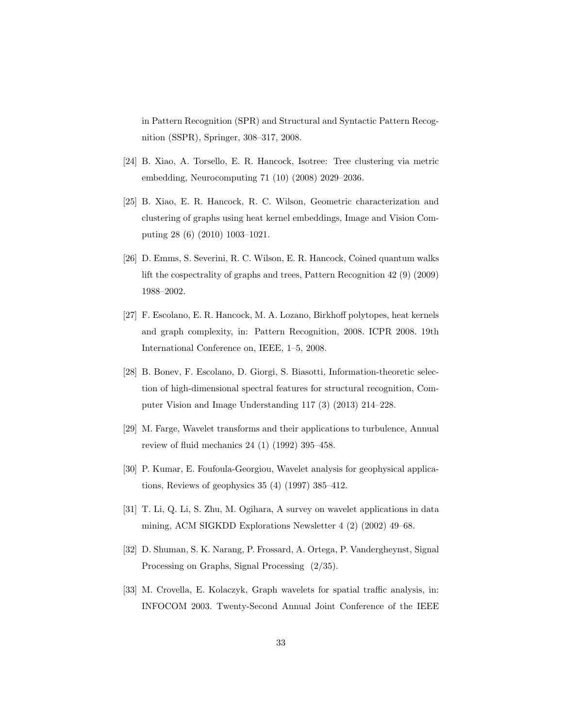in Pattern Recognition (SPR) and Structural and Syntactic Pattern Recognition (SSPR), Springer, 308–317, 2008.

[24] B. Xiao, A. Torsello, E. R. Hancock, Isotree: Tree clustering via metric embedding, Neurocomputing 71 (10) (2008) 2029–2036.

[25] B. Xiao, E. R. Hancock, R. C. Wilson, Geometric characterization and clustering of graphs using heat kernel embeddings, Image and Vision Computing 28 (6) (2010) 1003–1021.

[26] D. Emms, S. Severini, R. C. Wilson, E. R. Hancock, Coined quantum walks lift the cospectrality of graphs and trees, Pattern Recognition 42 (9) (2009) 1988–2002.

[27] F. Escolano, E. R. Hancock, M. A. Lozano, Birkhoff polytopes, heat kernels and graph complexity, in: Pattern Recognition, 2008. ICPR 2008. 19th International Conference on, IEEE, 1–5, 2008.

[28] B. Bonev, F. Escolano, D. Giorgi, S. Biasotti, Information-theoretic selection of high-dimensional spectral features for structural recognition, Computer Vision and Image Understanding 117 (3) (2013) 214–228.

[29] M. Farge, Wavelet transforms and their applications to turbulence, Annual review of fluid mechanics 24 (1) (1992) 395–458.

[30] P. Kumar, E. Foufoula-Georgiou, Wavelet analysis for geophysical applications, Reviews of geophysics 35 (4) (1997) 385–412.

[31] T. Li, Q. Li, S. Zhu, M. Ogihara, A survey on wavelet applications in data mining, ACM SIGKDD Explorations Newsletter 4 (2) (2002) 49–68.

[32] D. Shuman, S. K. Narang, P. Frossard, A. Ortega, P. Vandergheynst, Signal Processing on Graphs, Signal Processing (2/35).

[33] M. Crovella, E. Kolaczyk, Graph wavelets for spatial traffic analysis, in: INFOCOM 2003. Twenty-Second Annual Joint Conference of the IEEE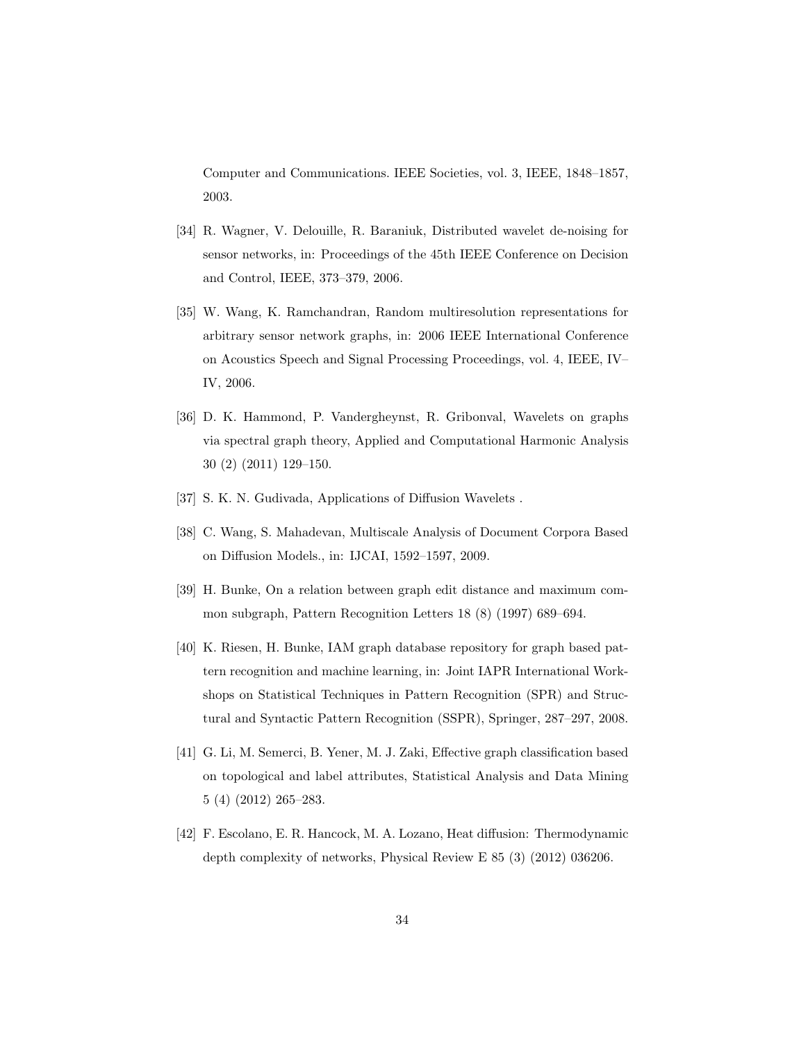Computer and Communications. IEEE Societies, vol. 3, IEEE, 1848–1857, 2003.

[34] R. Wagner, V. Delouille, R. Baraniuk, Distributed wavelet de-noising for sensor networks, in: Proceedings of the 45th IEEE Conference on Decision and Control, IEEE, 373–379, 2006.

[35] W. Wang, K. Ramchandran, Random multiresolution representations for arbitrary sensor network graphs, in: 2006 IEEE International Conference on Acoustics Speech and Signal Processing Proceedings, vol. 4, IEEE, IV–IV, 2006.

[36] D. K. Hammond, P. Vandergheynst, R. Gribonval, Wavelets on graphs via spectral graph theory, Applied and Computational Harmonic Analysis 30 (2) (2011) 129–150.

[37] S. K. N. Gudivada, Applications of Diffusion Wavelets .

[38] C. Wang, S. Mahadevan, Multiscale Analysis of Document Corpora Based on Diffusion Models., in: IJCAI, 1592–1597, 2009.

[39] H. Bunke, On a relation between graph edit distance and maximum common subgraph, Pattern Recognition Letters 18 (8) (1997) 689–694.

[40] K. Riesen, H. Bunke, IAM graph database repository for graph based pattern recognition and machine learning, in: Joint IAPR International Workshops on Statistical Techniques in Pattern Recognition (SPR) and Structural and Syntactic Pattern Recognition (SSPR), Springer, 287–297, 2008.

[41] G. Li, M. Semerci, B. Yener, M. J. Zaki, Effective graph classification based on topological and label attributes, Statistical Analysis and Data Mining 5 (4) (2012) 265–283.

[42] F. Escolano, E. R. Hancock, M. A. Lozano, Heat diffusion: Thermodynamic depth complexity of networks, Physical Review E 85 (3) (2012) 036206.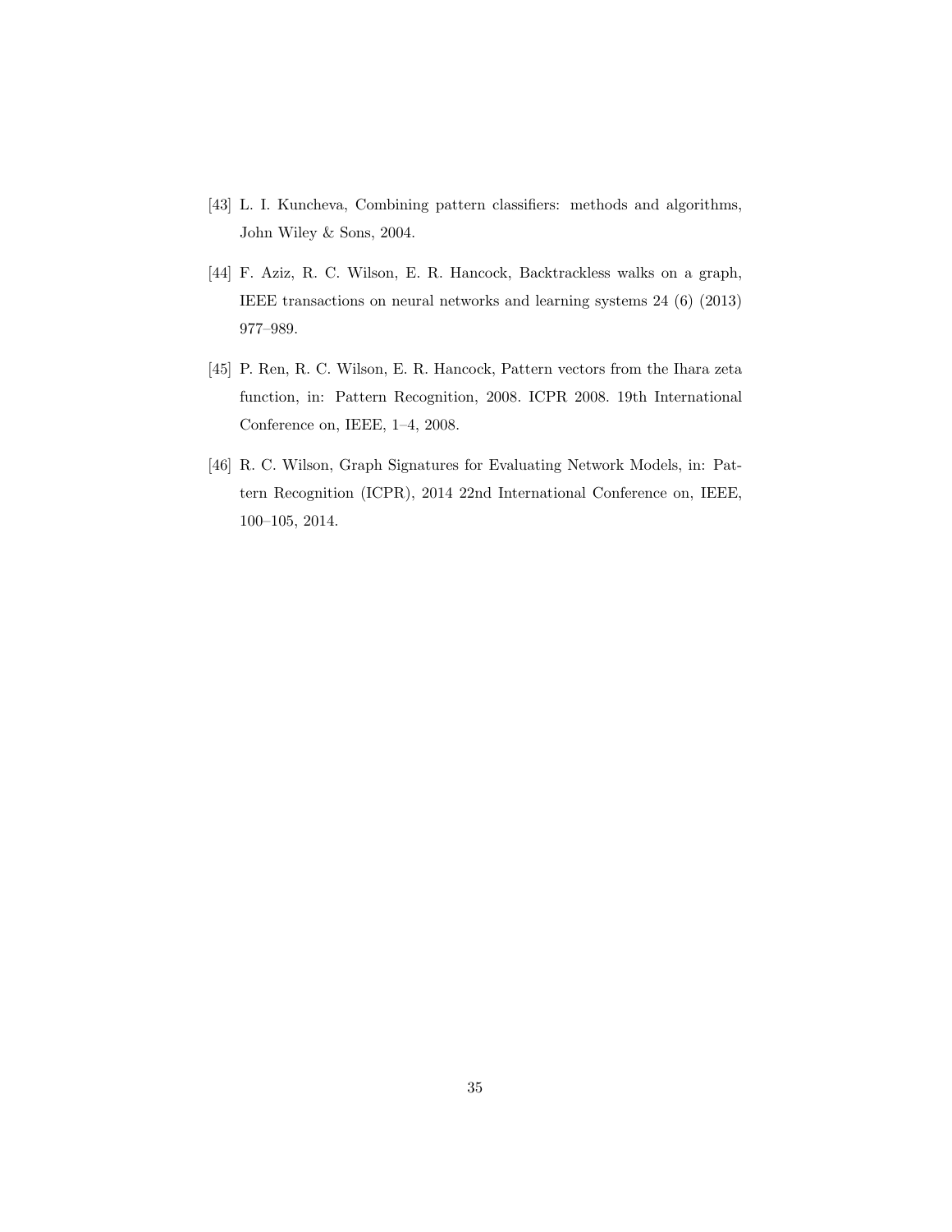[43] L. I. Kuncheva, Combining pattern classifiers: methods and algorithms, John Wiley & Sons, 2004.

[44] F. Aziz, R. C. Wilson, E. R. Hancock, Backtrackless walks on a graph, IEEE transactions on neural networks and learning systems 24 (6) (2013) 977–989.

[45] P. Ren, R. C. Wilson, E. R. Hancock, Pattern vectors from the Ihara zeta function, in: Pattern Recognition, 2008. ICPR 2008. 19th International Conference on, IEEE, 1–4, 2008.

[46] R. C. Wilson, Graph Signatures for Evaluating Network Models, in: Pattern Recognition (ICPR), 2014 22nd International Conference on, IEEE, 100–105, 2014.